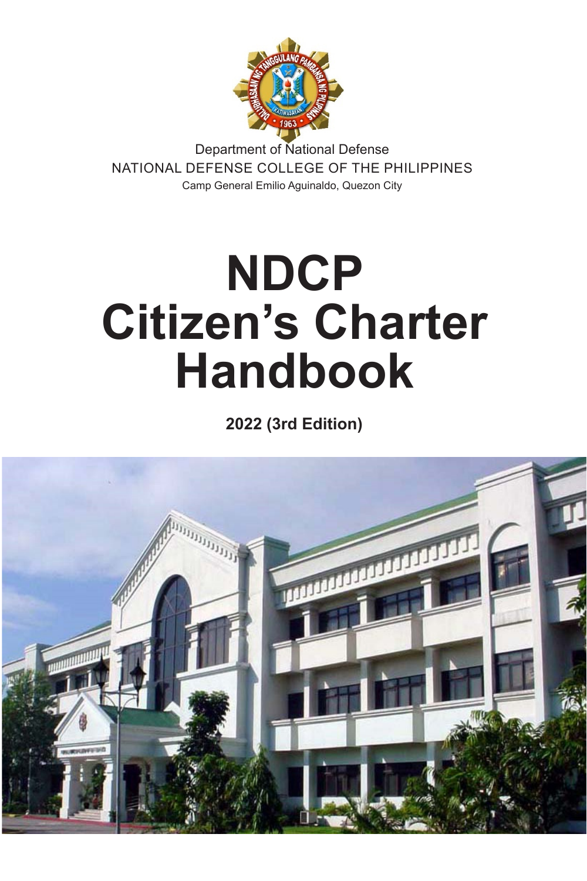Department of National Defense

NATIONAL DEFENSE COLLEGE OF THE PHILIPPINES

Camp General Emilio Aguinaldo, Quezon City

# NDCP Citizen's Charter Handbook

**2022 (3rd Edition)**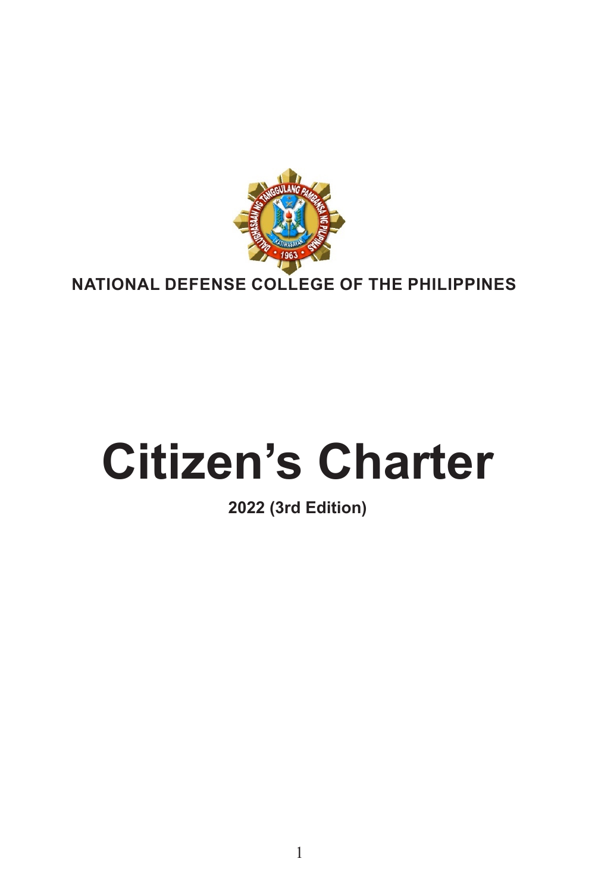**NATIONAL DEFENSE COLLEGE OF THE PHILIPPINES**

# Citizen's Charter

**2022 (3rd Edition)**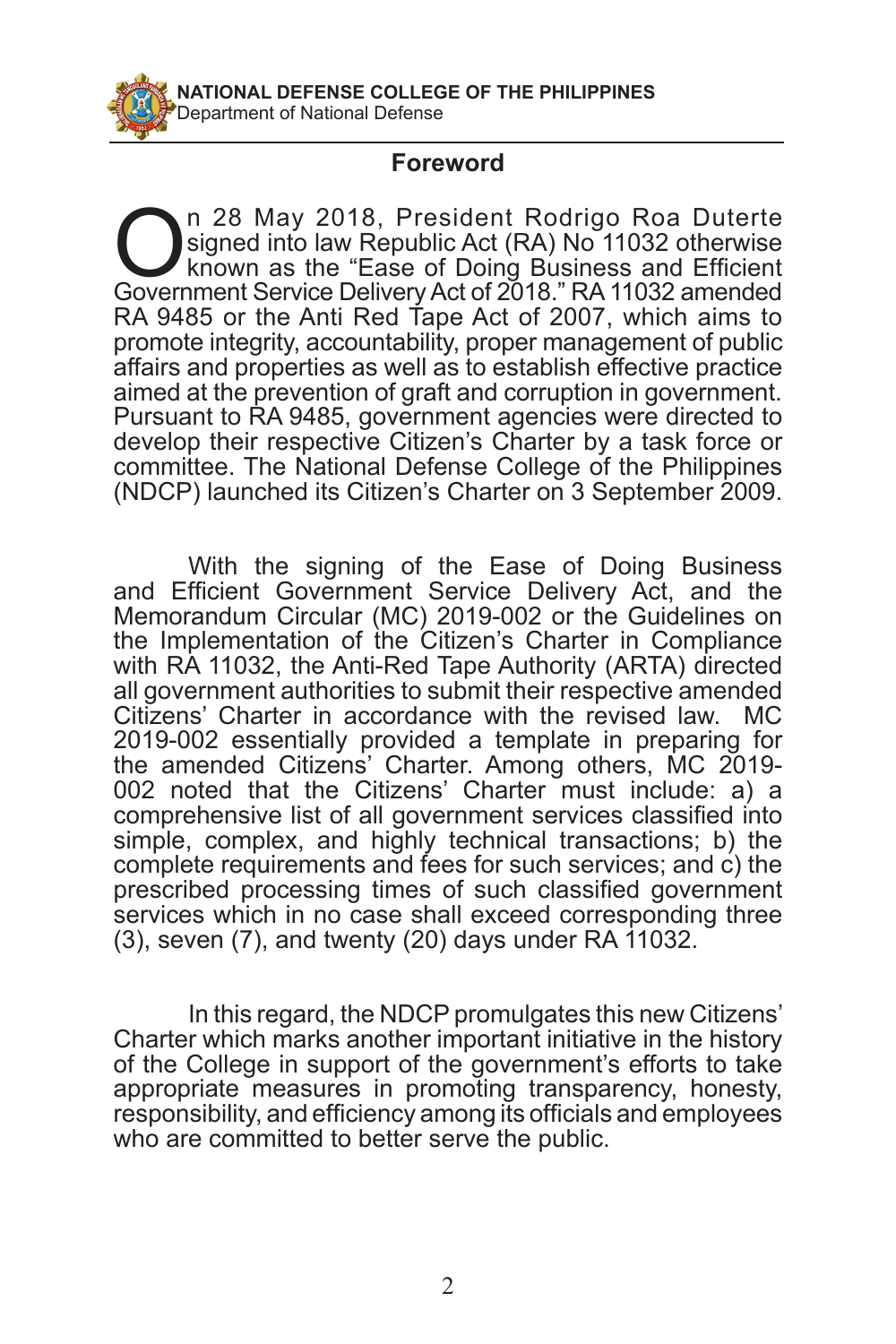## Foreword

On 28 May 2018, President Rodrigo Roa Duterte signed into law Republic Act (RA) No 11032 otherwise known as the "Ease of Doing Business and Efficient Government Service Delivery Act of 2018." RA 11032 amended RA 9485 or the Anti Red Tape Act of 2007, which aims to promote integrity, accountability, proper management of public affairs and properties as well as to establish effective practice aimed at the prevention of graft and corruption in government. Pursuant to RA 9485, government agencies were directed to develop their respective Citizen's Charter by a task force or committee. The National Defense College of the Philippines (NDCP) launched its Citizen's Charter on 3 September 2009.

With the signing of the Ease of Doing Business and Efficient Government Service Delivery Act, and the Memorandum Circular (MC) 2019-002 or the Guidelines on the Implementation of the Citizen's Charter in Compliance with RA 11032, the Anti-Red Tape Authority (ARTA) directed all government authorities to submit their respective amended Citizens' Charter in accordance with the revised law. MC 2019-002 essentially provided a template in preparing for the amended Citizens' Charter. Among others, MC 2019-002 noted that the Citizens' Charter must include: a) a comprehensive list of all government services classified into simple, complex, and highly technical transactions; b) the complete requirements and fees for such services; and c) the prescribed processing times of such classified government services which in no case shall exceed corresponding three (3), seven (7), and twenty (20) days under RA 11032.

In this regard, the NDCP promulgates this new Citizens' Charter which marks another important initiative in the history of the College in support of the government's efforts to take appropriate measures in promoting transparency, honesty, responsibility, and efficiency among its officials and employees who are committed to better serve the public.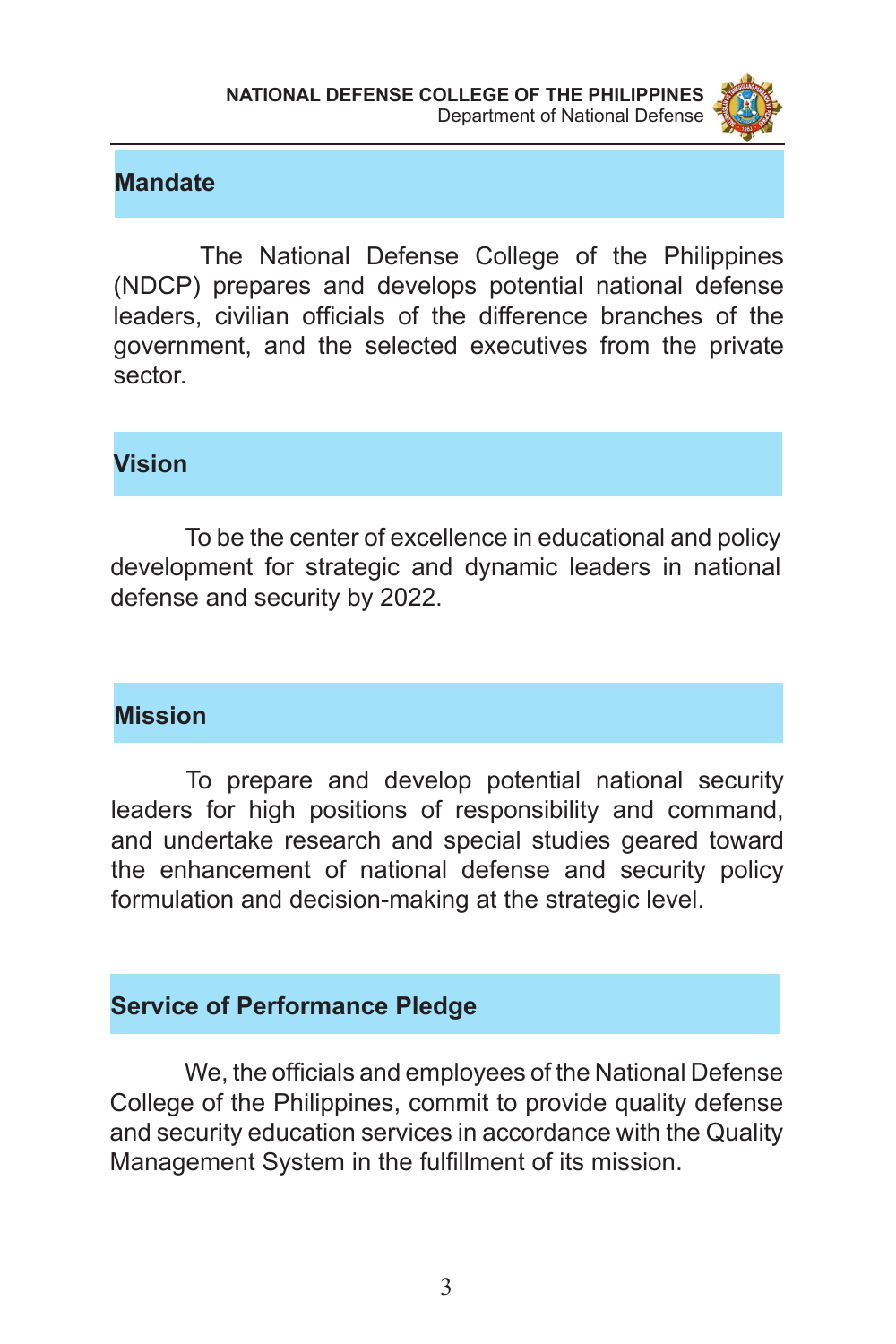## Mandate

The National Defense College of the Philippines (NDCP) prepares and develops potential national defense leaders, civilian officials of the difference branches of the government, and the selected executives from the private sector.

## Vision

To be the center of excellence in educational and policy development for strategic and dynamic leaders in national defense and security by 2022.

## Mission

To prepare and develop potential national security leaders for high positions of responsibility and command, and undertake research and special studies geared toward the enhancement of national defense and security policy formulation and decision-making at the strategic level.

## Service of Performance Pledge

We, the officials and employees of the National Defense College of the Philippines, commit to provide quality defense and security education services in accordance with the Quality Management System in the fulfillment of its mission.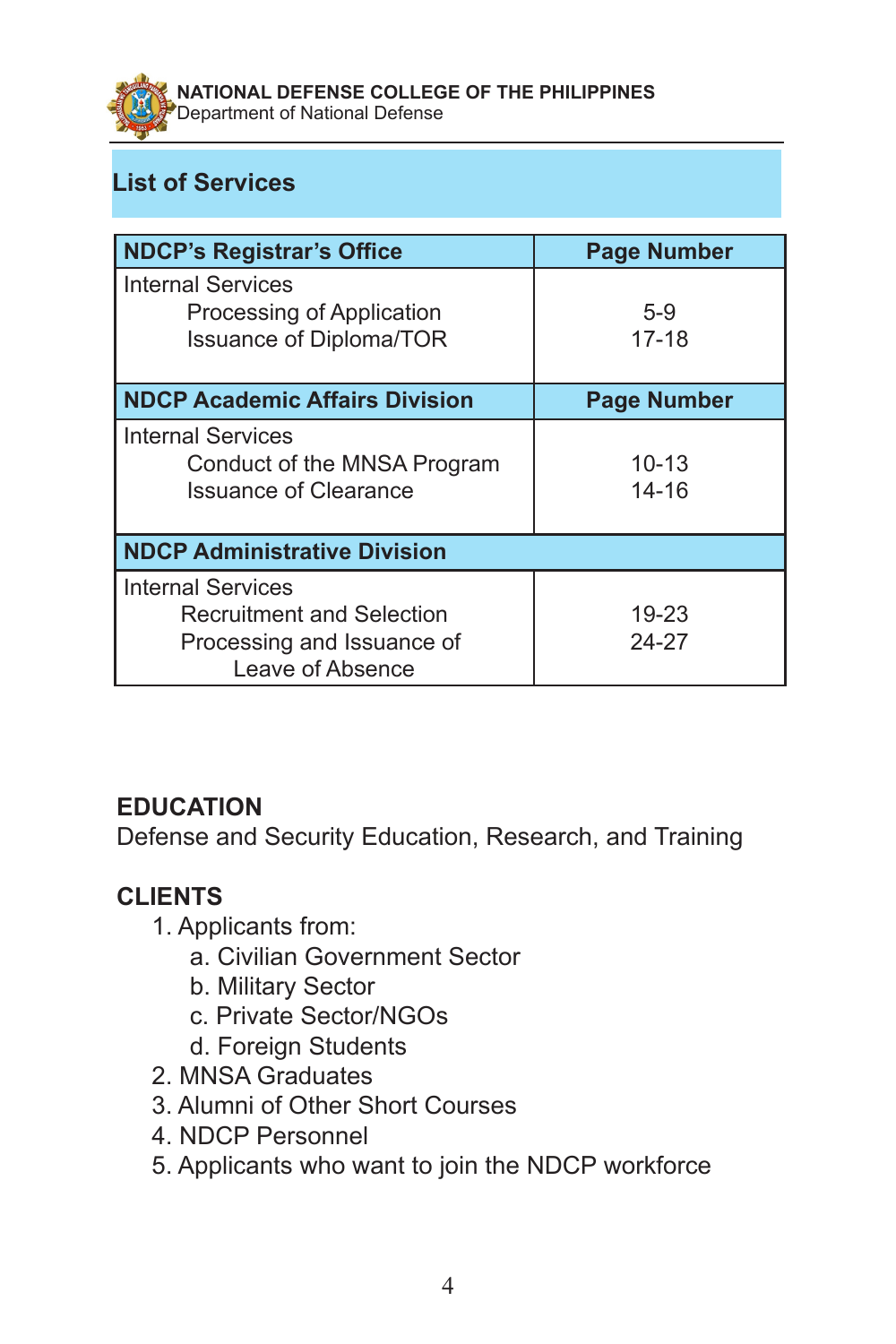## List of Services

| NDCP's Registrar's Office | Page Number |
|---|---|
| Internal Services | |
| Processing of Application | 5-9 |
| Issuance of Diploma/TOR | 17-18 |
| **NDCP Academic Affairs Division** | **Page Number** |
| Internal Services | |
| Conduct of the MNSA Program | 10-13 |
| Issuance of Clearance | 14-16 |
| **NDCP Administrative Division** | |
| Internal Services | |
| Recruitment and Selection | 19-23 |
| Processing and Issuance of Leave of Absence | 24-27 |

**EDUCATION**
Defense and Security Education, Research, and Training

**CLIENTS**

1. Applicants from:
   a. Civilian Government Sector
   b. Military Sector
   c. Private Sector/NGOs
   d. Foreign Students
2. MNSA Graduates
3. Alumni of Other Short Courses
4. NDCP Personnel
5. Applicants who want to join the NDCP workforce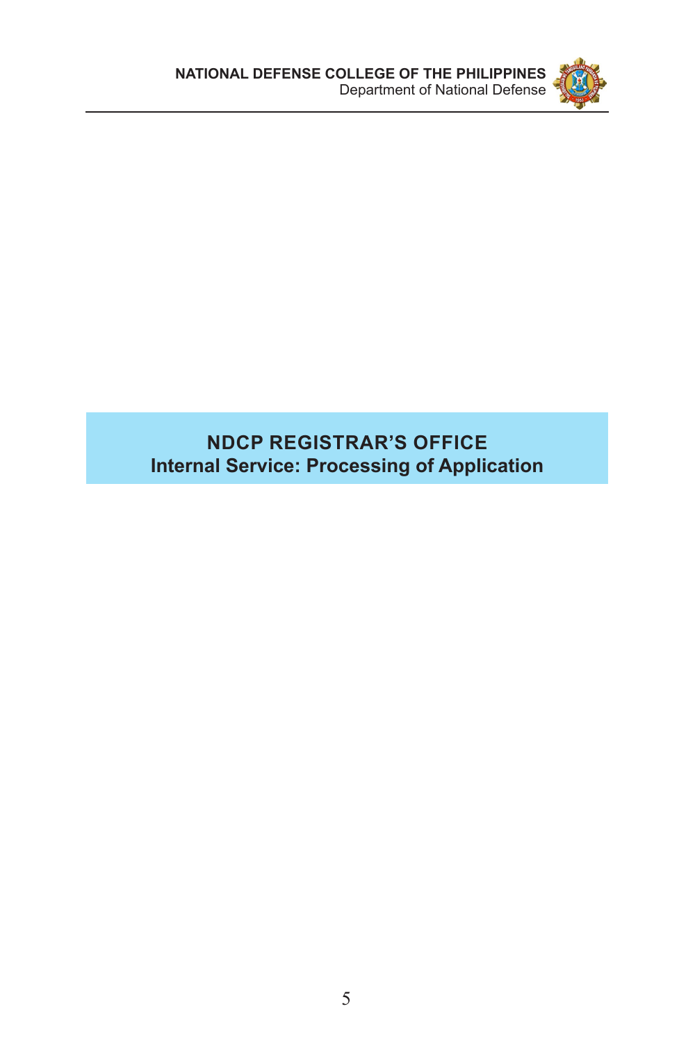# NDCP REGISTRAR'S OFFICE

## Internal Service: Processing of Application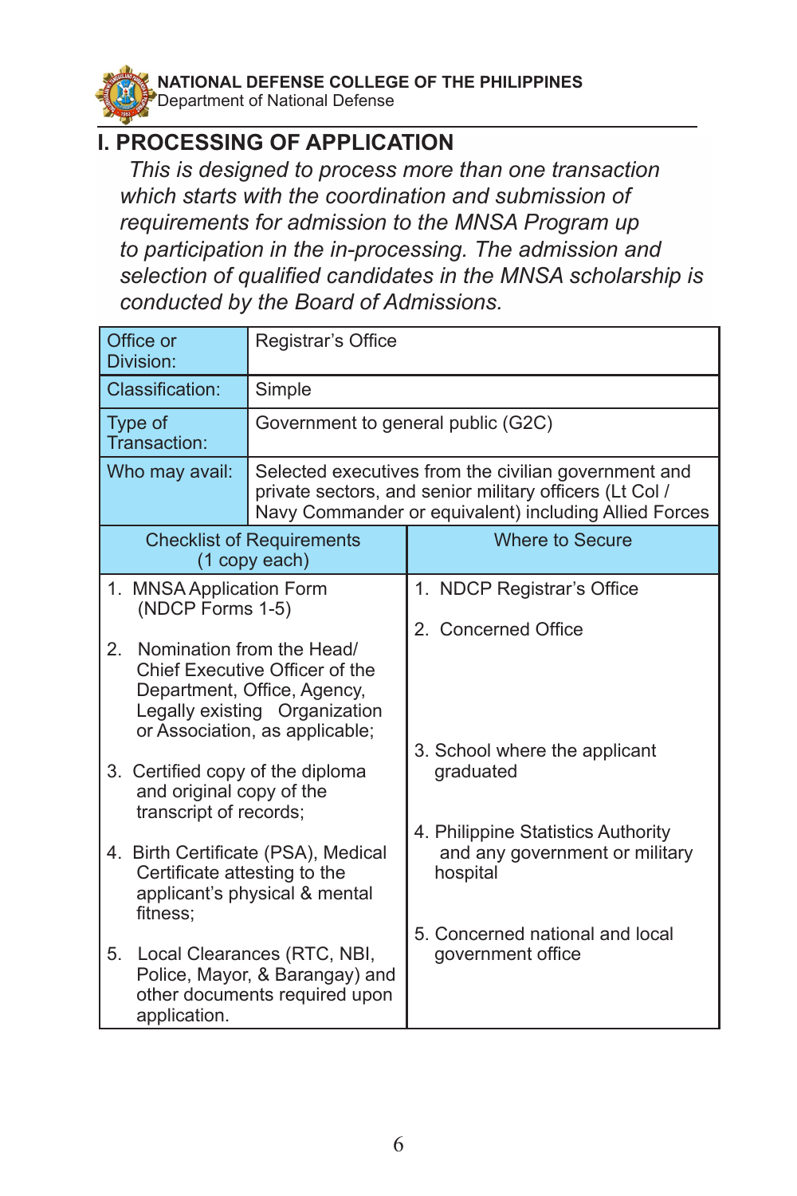## I. PROCESSING OF APPLICATION

*This is designed to process more than one transaction which starts with the coordination and submission of requirements for admission to the MNSA Program up to participation in the in-processing. The admission and selection of qualified candidates in the MNSA scholarship is conducted by the Board of Admissions.*

| Office or Division: | Registrar's Office |
|---|---|
| Classification: | Simple |
| Type of Transaction: | Government to general public (G2C) |
| Who may avail: | Selected executives from the civilian government and private sectors, and senior military officers (Lt Col / Navy Commander or equivalent) including Allied Forces |

| Checklist of Requirements (1 copy each) | Where to Secure |
|---|---|
| 1. MNSA Application Form (NDCP Forms 1-5) | 1. NDCP Registrar's Office |
| 2. Nomination from the Head/ Chief Executive Officer of the Department, Office, Agency, Legally existing Organization or Association, as applicable; | 2. Concerned Office |
| 3. Certified copy of the diploma and original copy of the transcript of records; | 3. School where the applicant graduated |
| 4. Birth Certificate (PSA), Medical Certificate attesting to the applicant's physical & mental fitness; | 4. Philippine Statistics Authority and any government or military hospital |
| 5. Local Clearances (RTC, NBI, Police, Mayor, & Barangay) and other documents required upon application. | 5. Concerned national and local government office |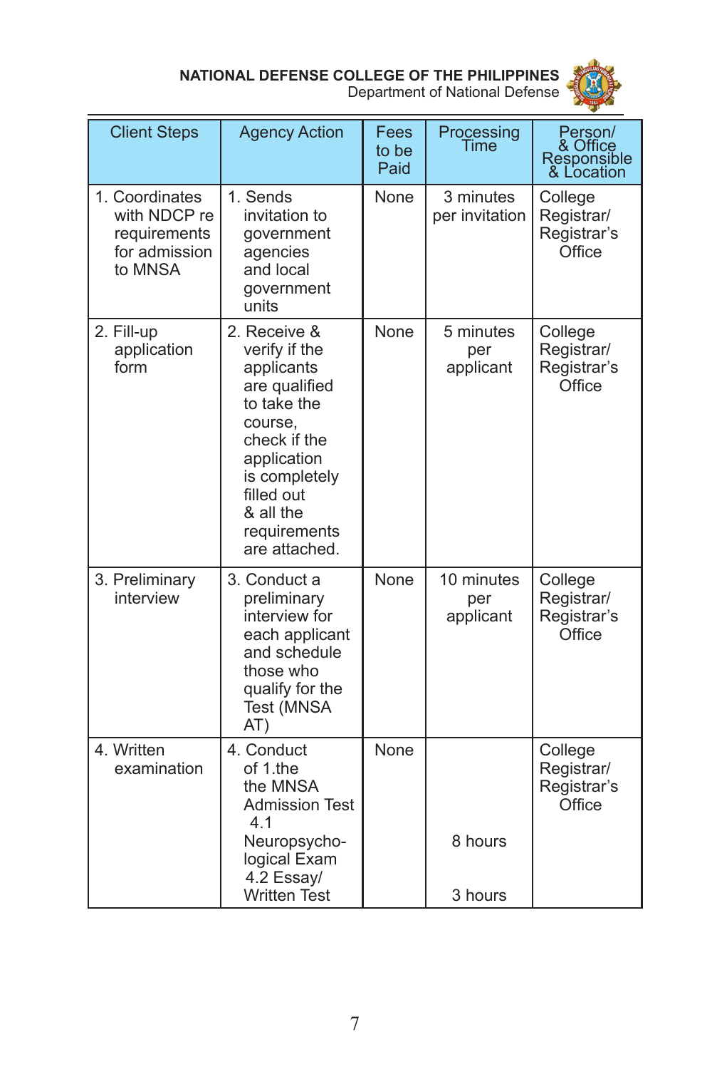| Client Steps | Agency Action | Fees to be Paid | Processing Time | Person/ & Office Responsible & Location |
|---|---|---|---|---|
| 1. Coordinates with NDCP re requirements for admission to MNSA | 1. Sends invitation to government agencies and local government units | None | 3 minutes per invitation | College Registrar/ Registrar's Office |
| 2. Fill-up application form | 2. Receive & verify if the applicants are qualified to take the course, check if the application is completely filled out & all the requirements are attached. | None | 5 minutes per applicant | College Registrar/ Registrar's Office |
| 3. Preliminary interview | 3. Conduct a preliminary interview for each applicant and schedule those who qualify for the Test (MNSA AT) | None | 10 minutes per applicant | College Registrar/ Registrar's Office |
| 4. Written examination | 4. Conduct of 1.the the MNSA Admission Test 4.1 Neuropsycho-logical Exam 4.2 Essay/ Written Test | None | 8 hours<br><br>3 hours | College Registrar/ Registrar's Office |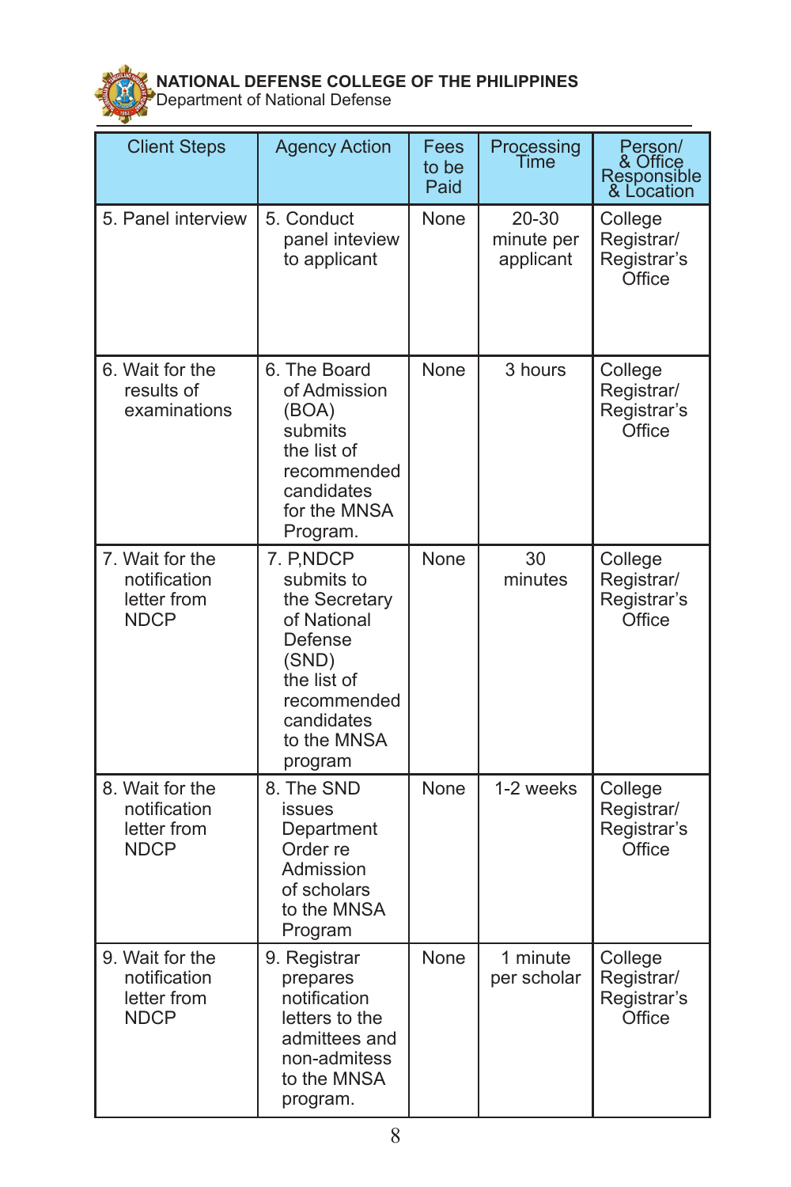| Client Steps | Agency Action | Fees to be Paid | Processing Time | Person/ & Office Responsible & Location |
|---|---|---|---|---|
| 5. Panel interview | 5. Conduct panel inteview to applicant | None | 20-30 minute per applicant | College Registrar/ Registrar's Office |
| 6. Wait for the results of examinations | 6. The Board of Admission (BOA) submits the list of recommended candidates for the MNSA Program. | None | 3 hours | College Registrar/ Registrar's Office |
| 7. Wait for the notification letter from NDCP | 7. P,NDCP submits to the Secretary of National Defense (SND) the list of recommended candidates to the MNSA program | None | 30 minutes | College Registrar/ Registrar's Office |
| 8. Wait for the notification letter from NDCP | 8. The SND issues Department Order re Admission of scholars to the MNSA Program | None | 1-2 weeks | College Registrar/ Registrar's Office |
| 9. Wait for the notification letter from NDCP | 9. Registrar prepares notification letters to the admittees and non-admitess to the MNSA program. | None | 1 minute per scholar | College Registrar/ Registrar's Office |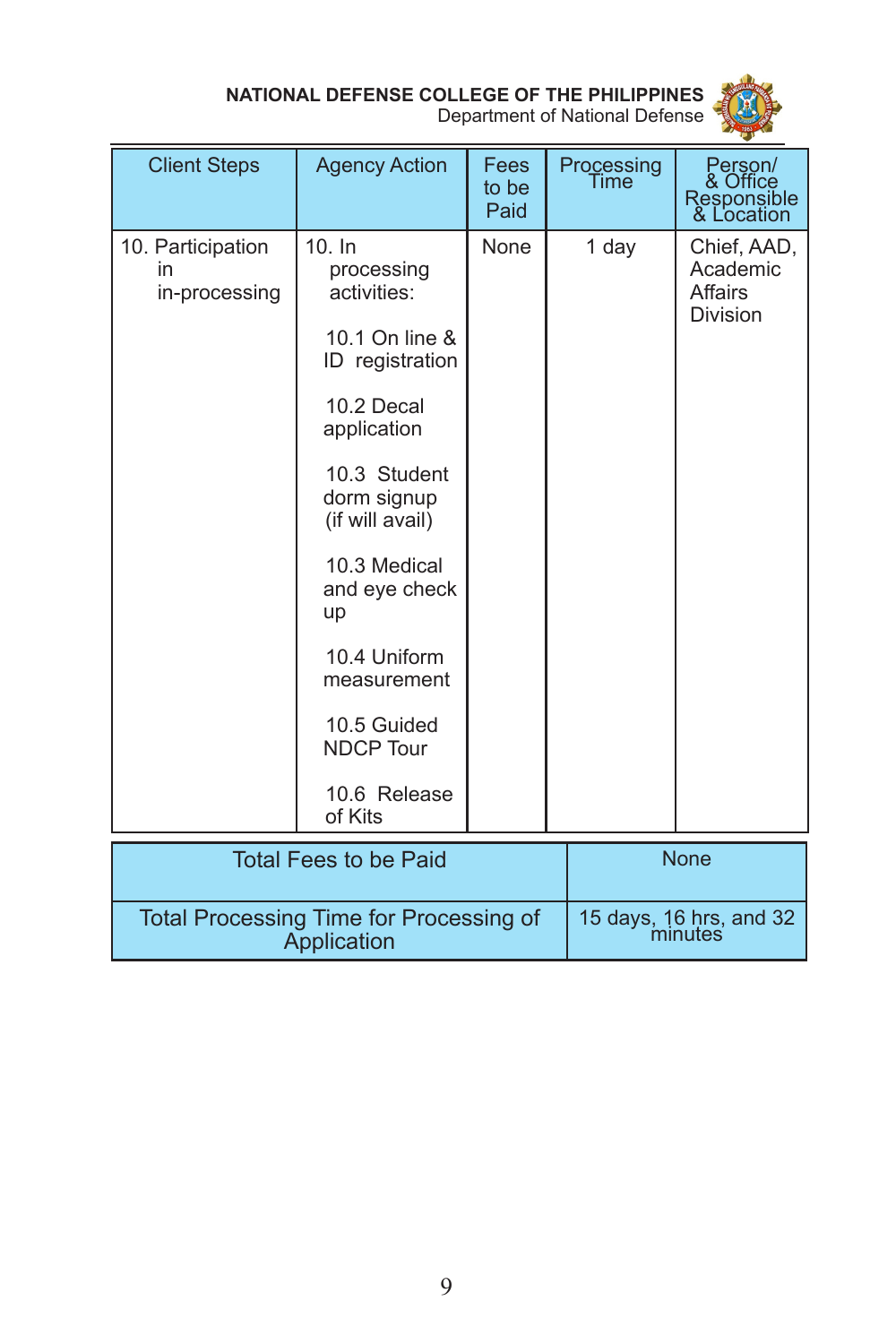| Client Steps | Agency Action | Fees to be Paid | Processing Time | Person/ & Office Responsible & Location |
|---|---|---|---|---|
| 10. Participation in in-processing | 10. In processing activities:<br><br>10.1 On line & ID registration<br><br>10.2 Decal application<br><br>10.3 Student dorm signup (if will avail)<br><br>10.3 Medical and eye check up<br><br>10.4 Uniform measurement<br><br>10.5 Guided NDCP Tour<br><br>10.6 Release of Kits | None | 1 day | Chief, AAD, Academic Affairs Division |

| Total Fees to be Paid | None |
|---|---|
| Total Processing Time for Processing of Application | 15 days, 16 hrs, and 32 minutes |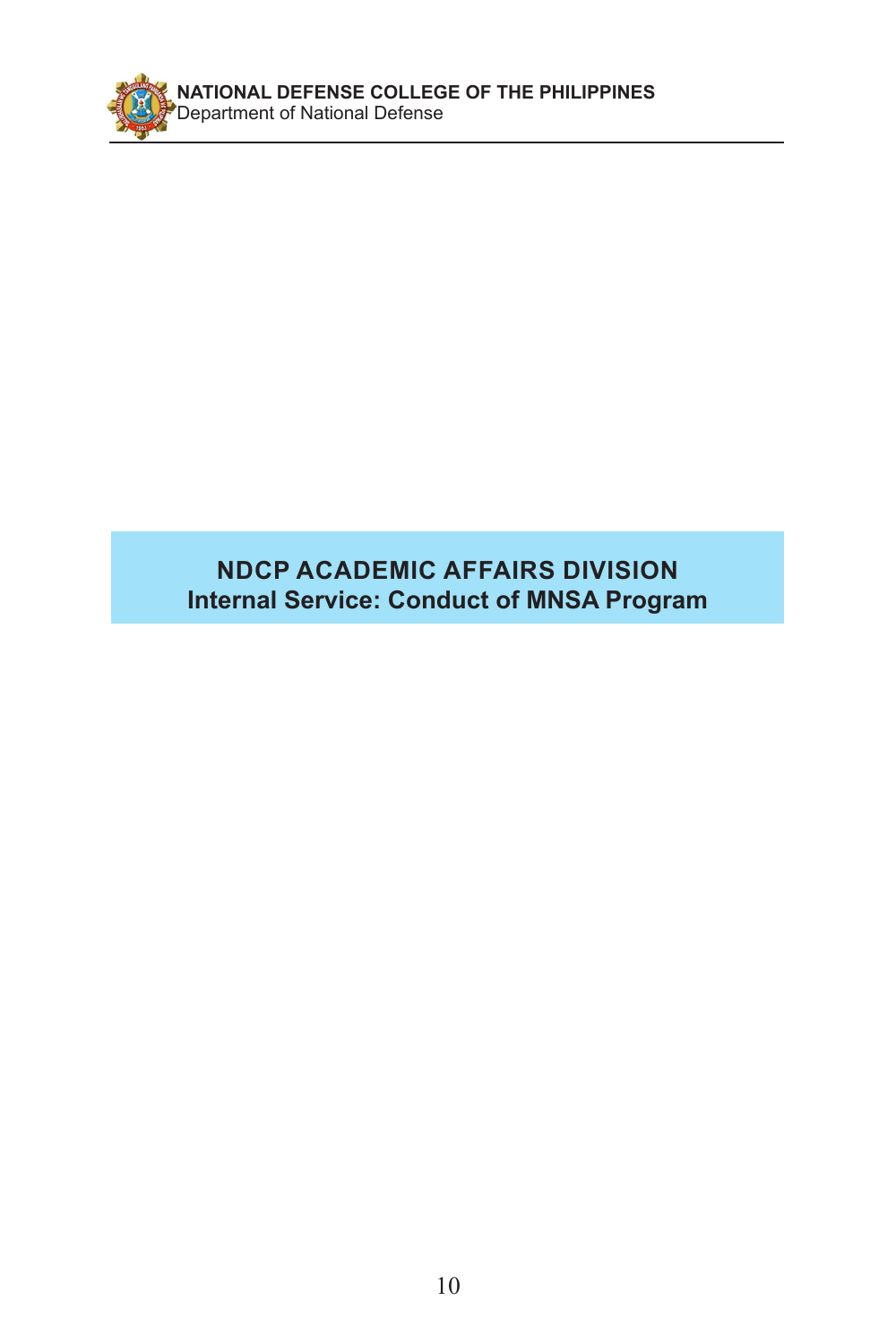# NDCP ACADEMIC AFFAIRS DIVISION

## Internal Service: Conduct of MNSA Program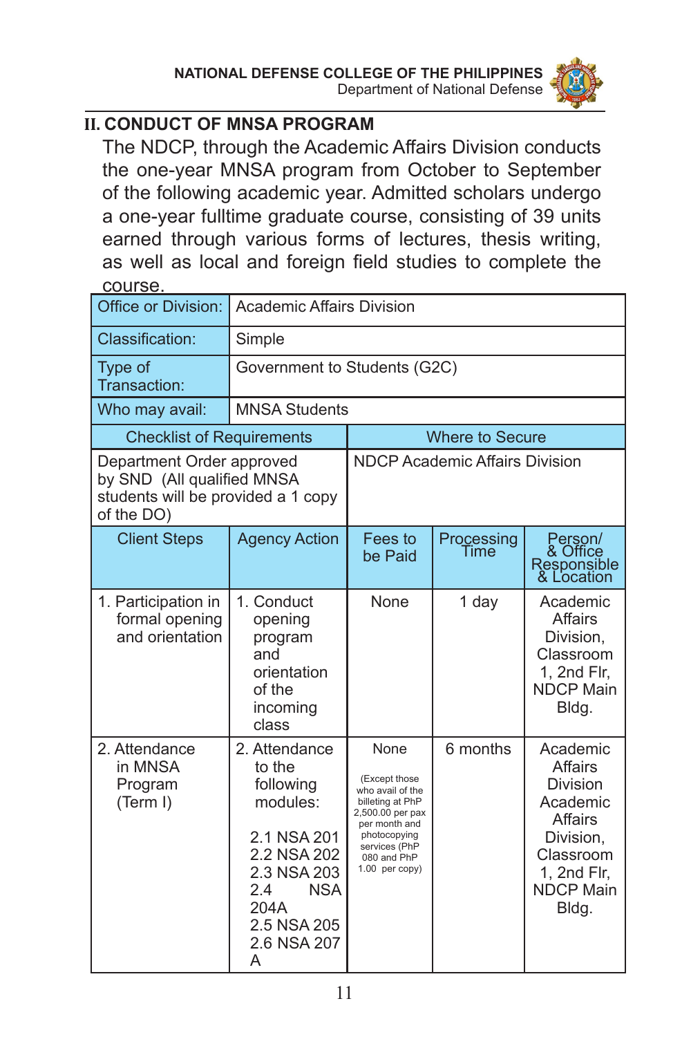## II. CONDUCT OF MNSA PROGRAM

The NDCP, through the Academic Affairs Division conducts the one-year MNSA program from October to September of the following academic year. Admitted scholars undergo a one-year fulltime graduate course, consisting of 39 units earned through various forms of lectures, thesis writing, as well as local and foreign field studies to complete the course.

| Office or Division: | Academic Affairs Division | | | |
|---|---|---|---|---|
| Classification: | Simple | | | |
| Type of Transaction: | Government to Students (G2C) | | | |
| Who may avail: | MNSA Students | | | |
| **Checklist of Requirements** | | **Where to Secure** | | |
| Department Order approved by SND (All qualified MNSA students will be provided a 1 copy of the DO) | | NDCP Academic Affairs Division | | |
| **Client Steps** | **Agency Action** | **Fees to be Paid** | **Processing Time** | **Person/ & Office Responsible & Location** |
| 1. Participation in formal opening and orientation | 1. Conduct opening program and orientation of the incoming class | None | 1 day | Academic Affairs Division, Classroom 1, 2nd Flr, NDCP Main Bldg. |
| 2. Attendance in MNSA Program (Term I) | 2. Attendance to the following modules:<br><br>2.1 NSA 201<br>2.2 NSA 202<br>2.3 NSA 203<br>2.4 NSA 204A<br>2.5 NSA 205<br>2.6 NSA 207 A | None<br><br>(Except those who avail of the billeting at PhP 2,500.00 per pax per month and photocopying services (PhP 080 and PhP 1.00 per copy) | 6 months | Academic Affairs Division Academic Affairs Division, Classroom 1, 2nd Flr, NDCP Main Bldg. |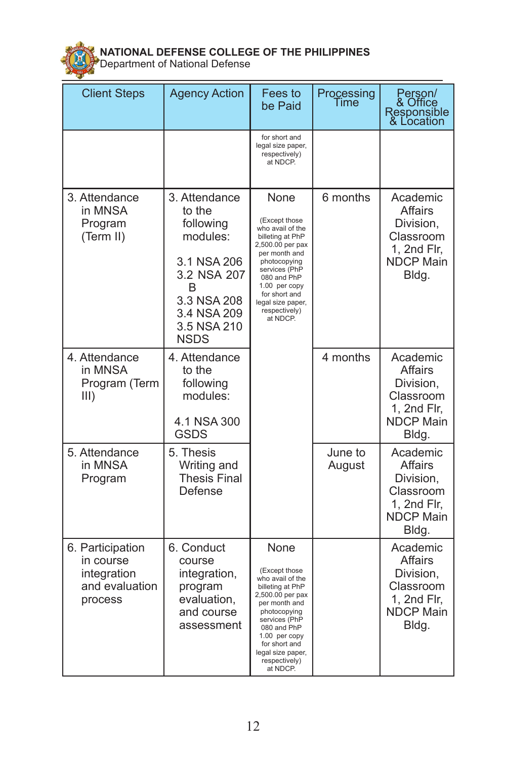**NATIONAL DEFENSE COLLEGE OF THE PHILIPPINES**
Department of National Defense

| Client Steps | Agency Action | Fees to be Paid | Processing Time | Person/ & Office Responsible & Location |
|---|---|---|---|---|
| | | for short and legal size paper, respectively) at NDCP. | | |
| 3. Attendance in MNSA Program (Term II) | 3. Attendance to the following modules:<br><br>3.1 NSA 206<br>3.2 NSA 207 B<br>3.3 NSA 208<br>3.4 NSA 209<br>3.5 NSA 210 NSDS | None<br><br>(Except those who avail of the billeting at PhP 2,500.00 per pax per month and photocopying services (PhP 080 and PhP 1.00 per copy for short and legal size paper, respectively) at NDCP. | 6 months | Academic Affairs Division, Classroom 1, 2nd Flr, NDCP Main Bldg. |
| 4. Attendance in MNSA Program (Term III) | 4. Attendance to the following modules:<br><br>4.1 NSA 300 GSDS | | 4 months | Academic Affairs Division, Classroom 1, 2nd Flr, NDCP Main Bldg. |
| 5. Attendance in MNSA Program | 5. Thesis Writing and Thesis Final Defense | | June to August | Academic Affairs Division, Classroom 1, 2nd Flr, NDCP Main Bldg. |
| 6. Participation in course integration and evaluation process | 6. Conduct course integration, program evaluation, and course assessment | None<br><br>(Except those who avail of the billeting at PhP 2,500.00 per pax per month and photocopying services (PhP 080 and PhP 1.00 per copy for short and legal size paper, respectively) at NDCP. | | Academic Affairs Division, Classroom 1, 2nd Flr, NDCP Main Bldg. |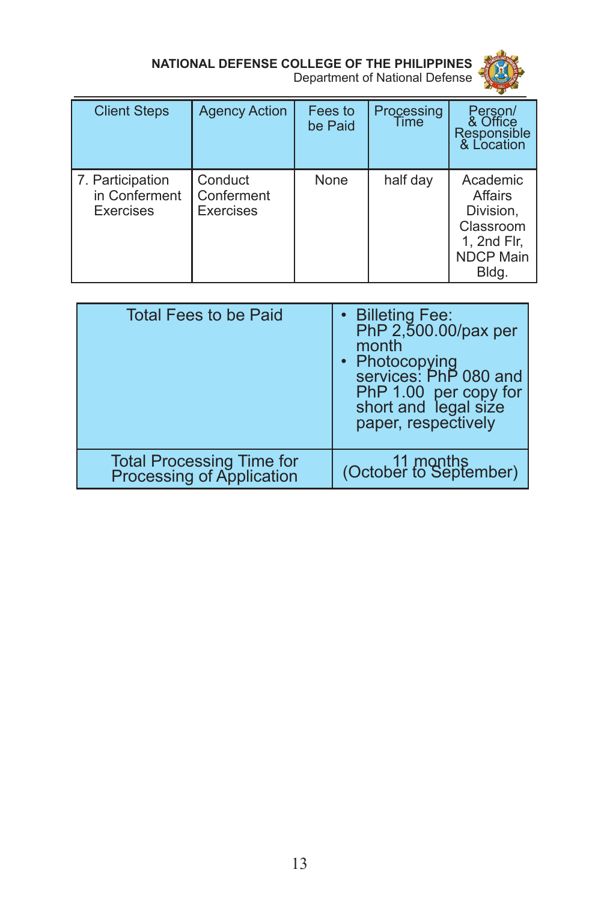| Client Steps | Agency Action | Fees to be Paid | Processing Time | Person/ & Office Responsible & Location |
|---|---|---|---|---|
| 7. Participation in Conferment Exercises | Conduct Conferment Exercises | None | half day | Academic Affairs Division, Classroom 1, 2nd Flr, NDCP Main Bldg. |

| Total Fees to be Paid | • Billeting Fee: PhP 2,500.00/pax per month<br>• Photocopying services: PhP 080 and PhP 1.00 per copy for short and legal size paper, respectively |
|---|---|
| Total Processing Time for Processing of Application | 11 months (October to September) |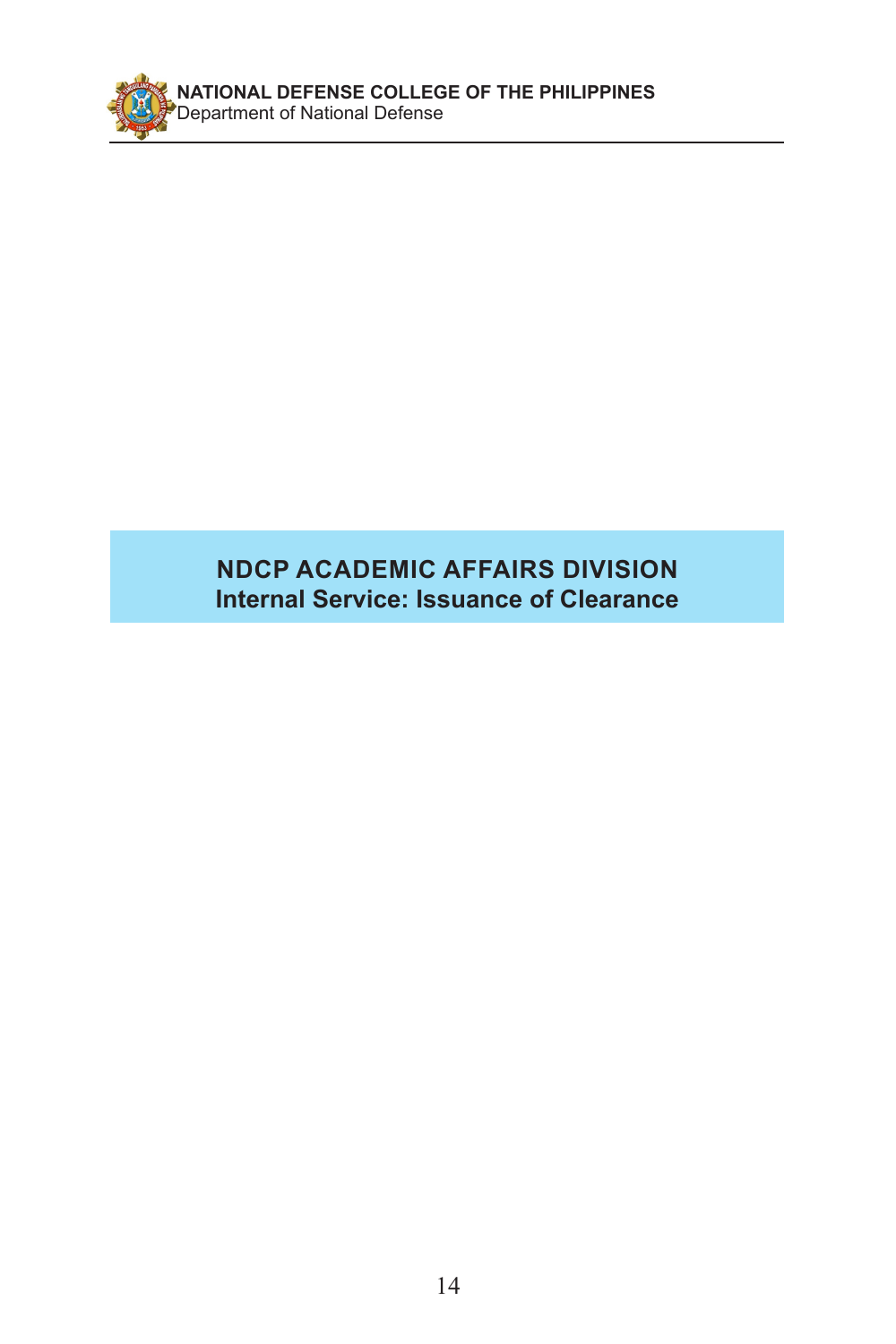# NDCP ACADEMIC AFFAIRS DIVISION

## Internal Service: Issuance of Clearance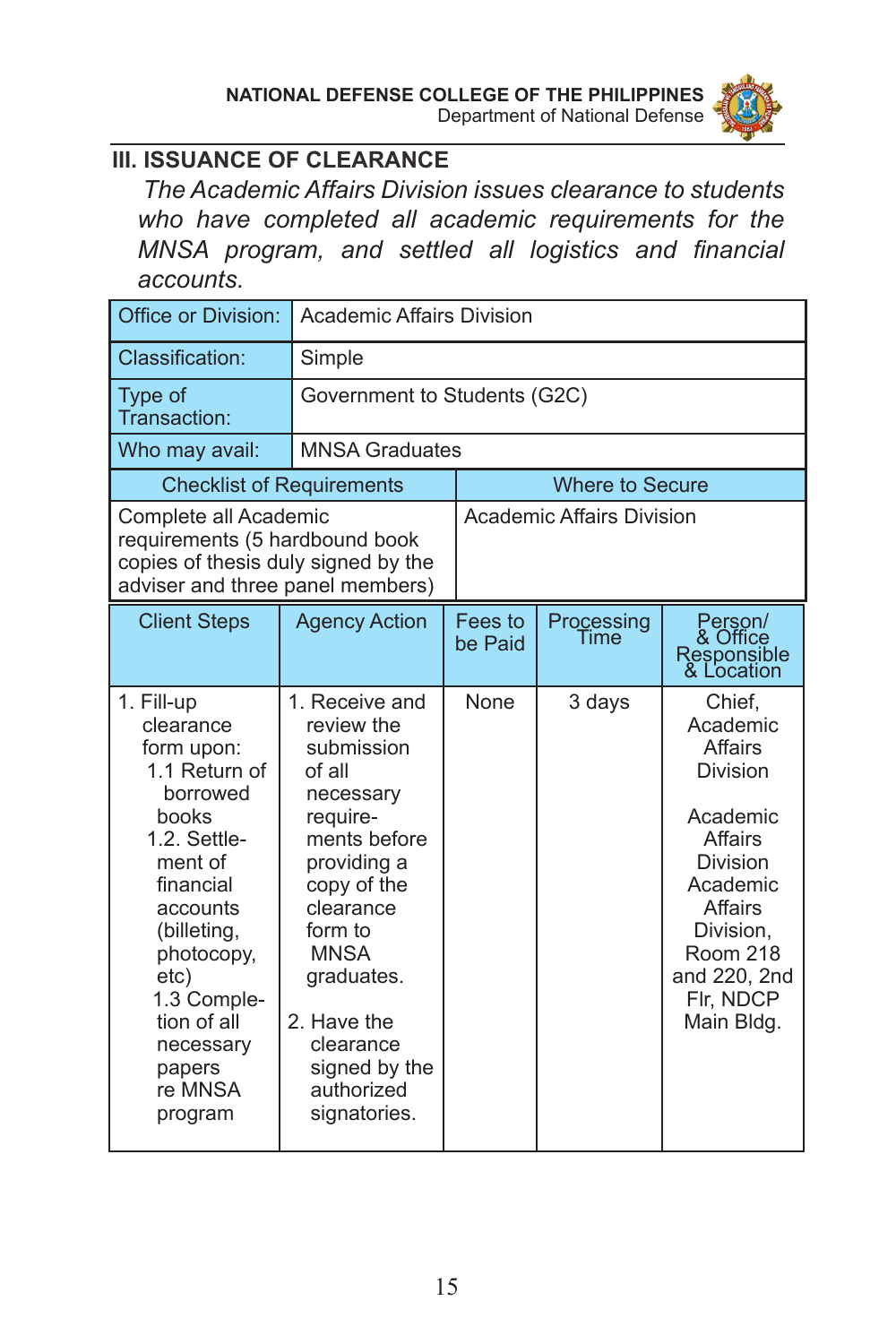## III. ISSUANCE OF CLEARANCE

*The Academic Affairs Division issues clearance to students who have completed all academic requirements for the MNSA program, and settled all logistics and financial accounts.*

| Office or Division: | Academic Affairs Division |
|---|---|
| Classification: | Simple |
| Type of Transaction: | Government to Students (G2C) |
| Who may avail: | MNSA Graduates |

| Checklist of Requirements | Where to Secure |
|---|---|
| Complete all Academic requirements (5 hardbound book copies of thesis duly signed by the adviser and three panel members) | Academic Affairs Division |

| Client Steps | Agency Action | Fees to be Paid | Processing Time | Person/ & Office Responsible & Location |
|---|---|---|---|---|
| 1. Fill-up clearance form upon: 1.1 Return of borrowed books 1.2. Settlement of financial accounts (billeting, photocopy, etc) 1.3 Completion of all necessary papers re MNSA program | 1. Receive and review the submission of all necessary requirements before providing a copy of the clearance form to MNSA graduates. 2. Have the clearance signed by the authorized signatories. | None | 3 days | Chief, Academic Affairs Division Academic Affairs Division Academic Affairs Division, Room 218 and 220, 2nd Flr, NDCP Main Bldg. |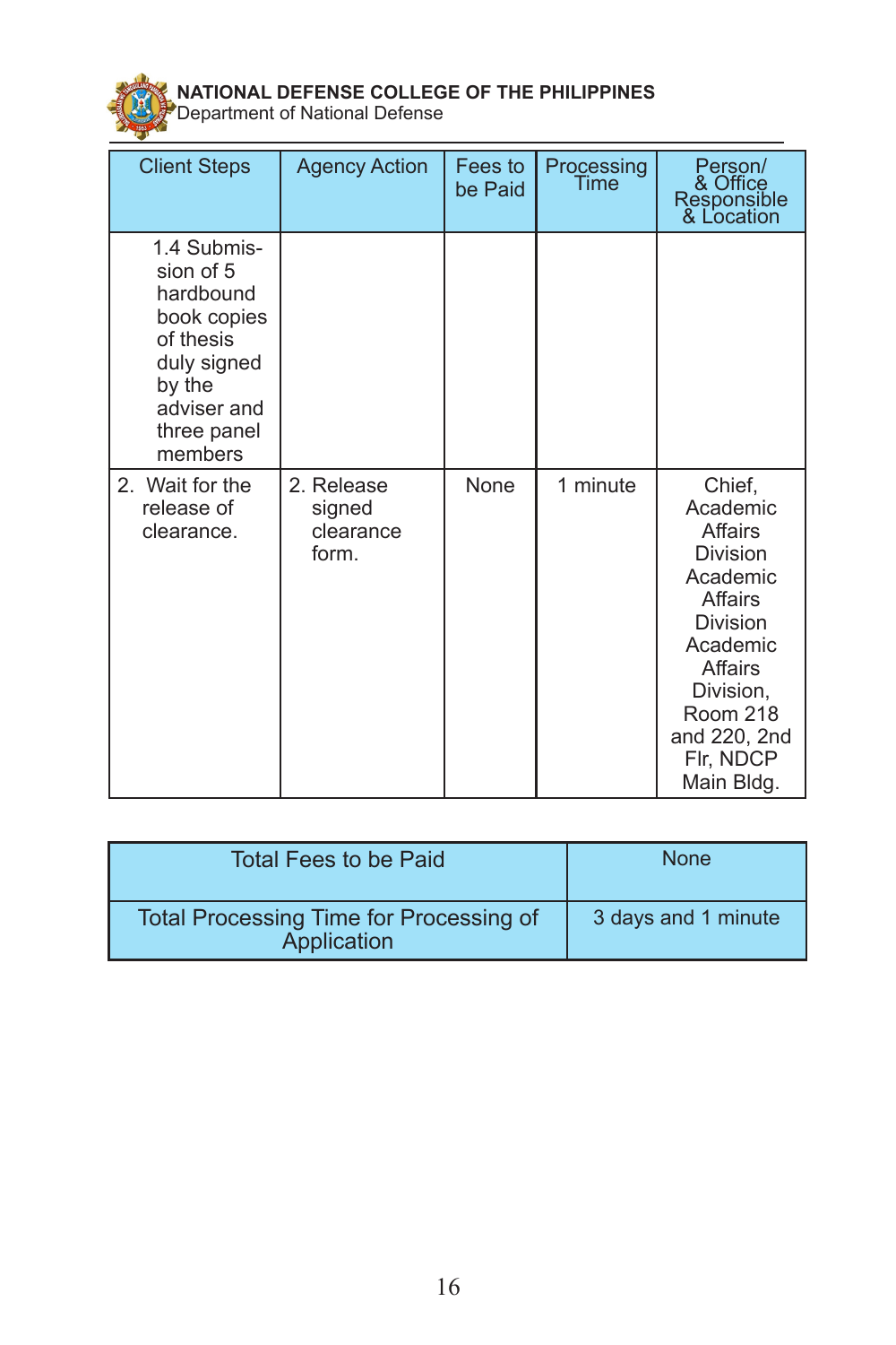| Client Steps | Agency Action | Fees to be Paid | Processing Time | Person/ & Office Responsible & Location |
|---|---|---|---|---|
| 1.4 Submission of 5 hardbound book copies of thesis duly signed by the adviser and three panel members | | | | |
| 2. Wait for the release of clearance. | 2. Release signed clearance form. | None | 1 minute | Chief, Academic Affairs Division Academic Affairs Division Academic Affairs Division, Room 218 and 220, 2nd Flr, NDCP Main Bldg. |

| Total Fees to be Paid | None |
|---|---|
| Total Processing Time for Processing of Application | 3 days and 1 minute |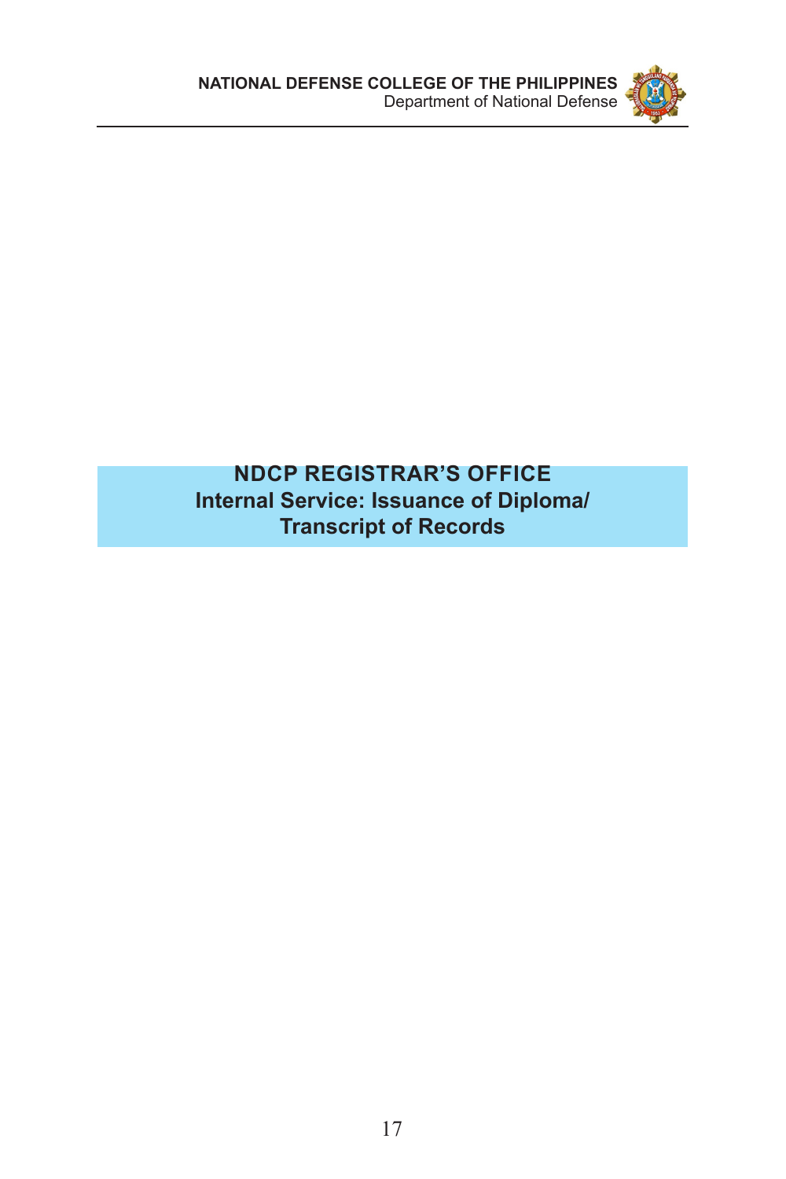# NDCP REGISTRAR'S OFFICE

## Internal Service: Issuance of Diploma/ Transcript of Records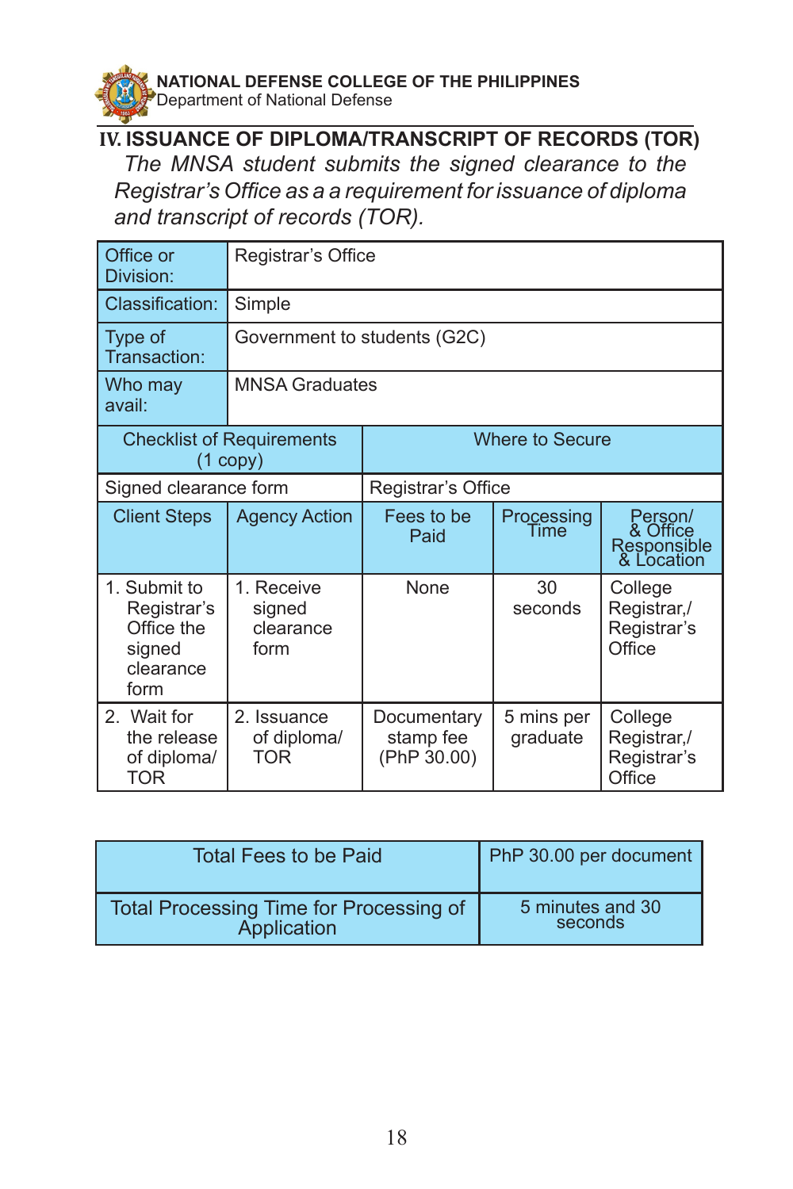## IV. ISSUANCE OF DIPLOMA/TRANSCRIPT OF RECORDS (TOR)

*The MNSA student submits the signed clearance to the Registrar's Office as a a requirement for issuance of diploma and transcript of records (TOR).*

| Office or Division: | Registrar's Office | | | |
|---|---|---|---|---|
| Classification: | Simple | | | |
| Type of Transaction: | Government to students (G2C) | | | |
| Who may avail: | MNSA Graduates | | | |
| **Checklist of Requirements (1 copy)** | | **Where to Secure** | | |
| Signed clearance form | | Registrar's Office | | |
| **Client Steps** | **Agency Action** | **Fees to be Paid** | **Processing Time** | **Person/ & Office Responsible & Location** |
| 1. Submit to Registrar's Office the signed clearance form | 1. Receive signed clearance form | None | 30 seconds | College Registrar,/ Registrar's Office |
| 2. Wait for the release of diploma/ TOR | 2. Issuance of diploma/ TOR | Documentary stamp fee (PhP 30.00) | 5 mins per graduate | College Registrar,/ Registrar's Office |

| Total Fees to be Paid | PhP 30.00 per document |
|---|---|
| Total Processing Time for Processing of Application | 5 minutes and 30 seconds |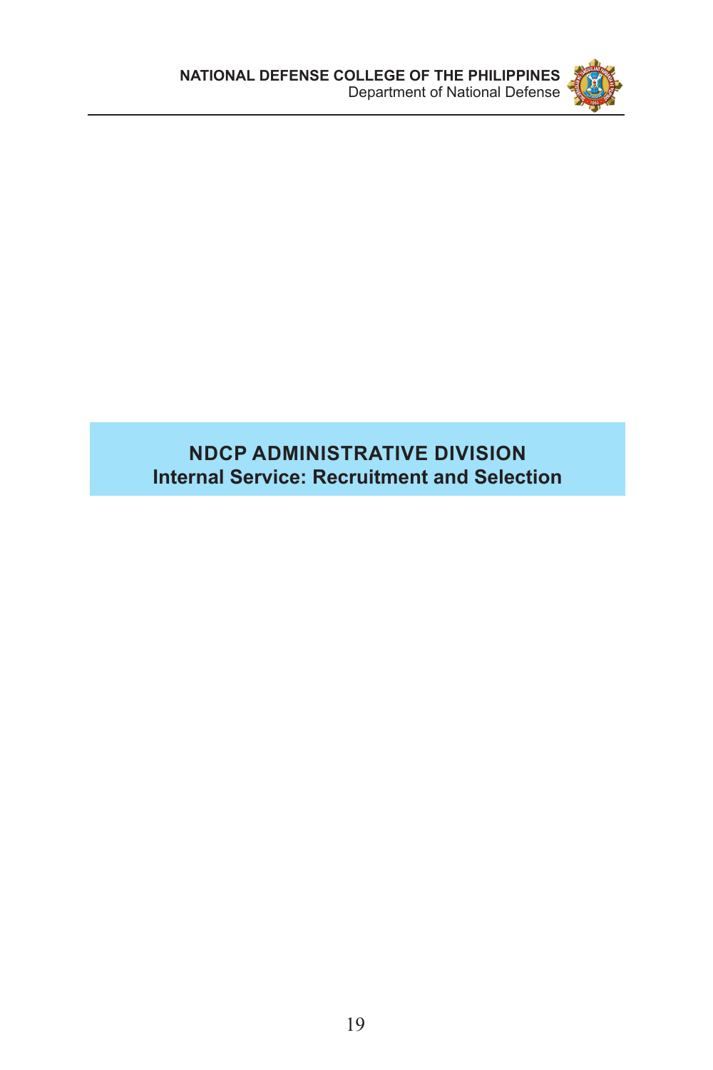# NDCP ADMINISTRATIVE DIVISION
## Internal Service: Recruitment and Selection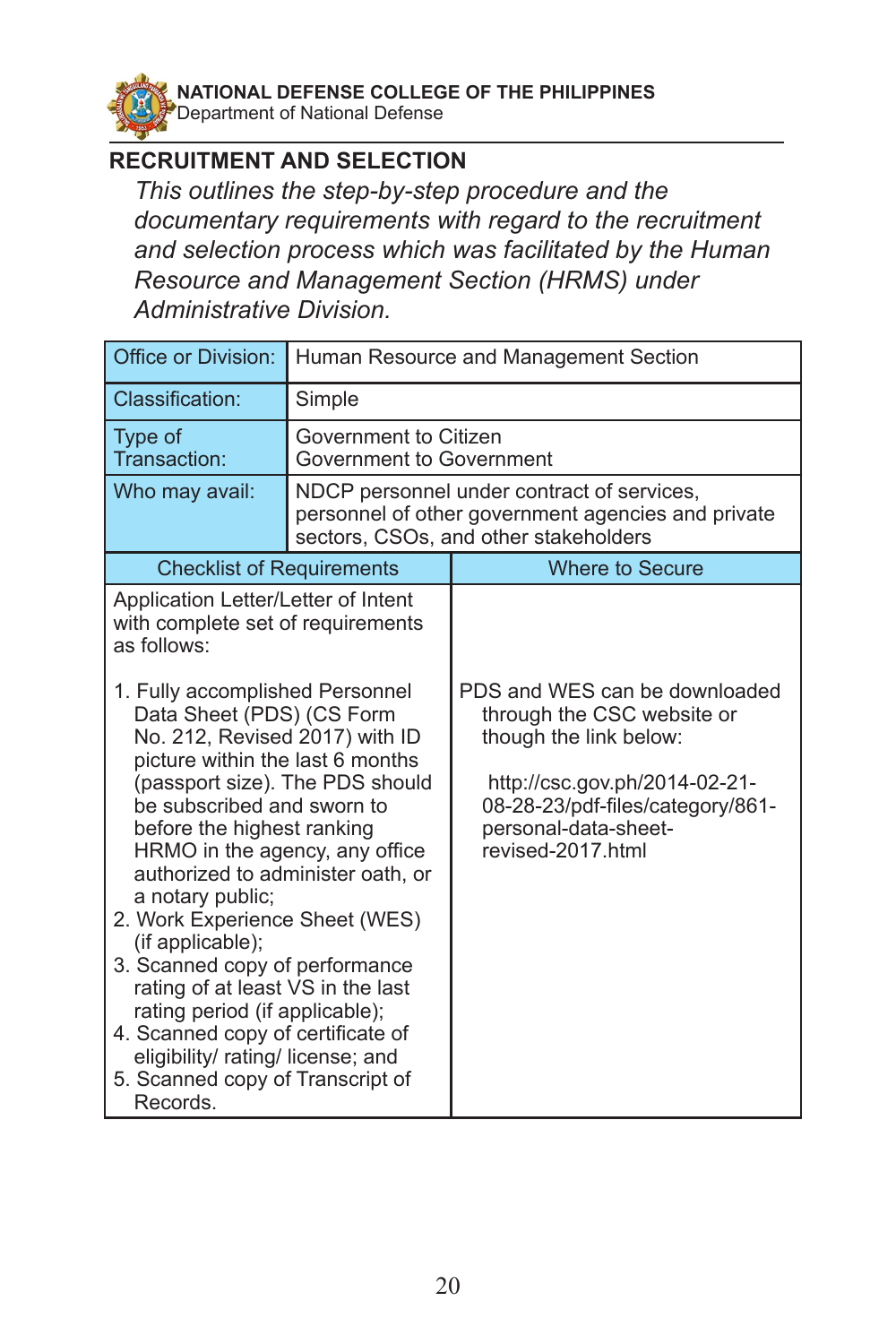## RECRUITMENT AND SELECTION

*This outlines the step-by-step procedure and the documentary requirements with regard to the recruitment and selection process which was facilitated by the Human Resource and Management Section (HRMS) under Administrative Division.*

| Office or Division: | Human Resource and Management Section |
|---|---|
| Classification: | Simple |
| Type of Transaction: | Government to Citizen<br>Government to Government |
| Who may avail: | NDCP personnel under contract of services, personnel of other government agencies and private sectors, CSOs, and other stakeholders |

| Checklist of Requirements | Where to Secure |
|---|---|
| Application Letter/Letter of Intent with complete set of requirements as follows: | |
| 1. Fully accomplished Personnel Data Sheet (PDS) (CS Form No. 212, Revised 2017) with ID picture within the last 6 months (passport size). The PDS should be subscribed and sworn to before the highest ranking HRMO in the agency, any office authorized to administer oath, or a notary public;<br>2. Work Experience Sheet (WES) (if applicable);<br>3. Scanned copy of performance rating of at least VS in the last rating period (if applicable);<br>4. Scanned copy of certificate of eligibility/ rating/ license; and<br>5. Scanned copy of Transcript of Records. | PDS and WES can be downloaded through the CSC website or though the link below:<br><br>http://csc.gov.ph/2014-02-21-08-28-23/pdf-files/category/861-personal-data-sheet-revised-2017.html |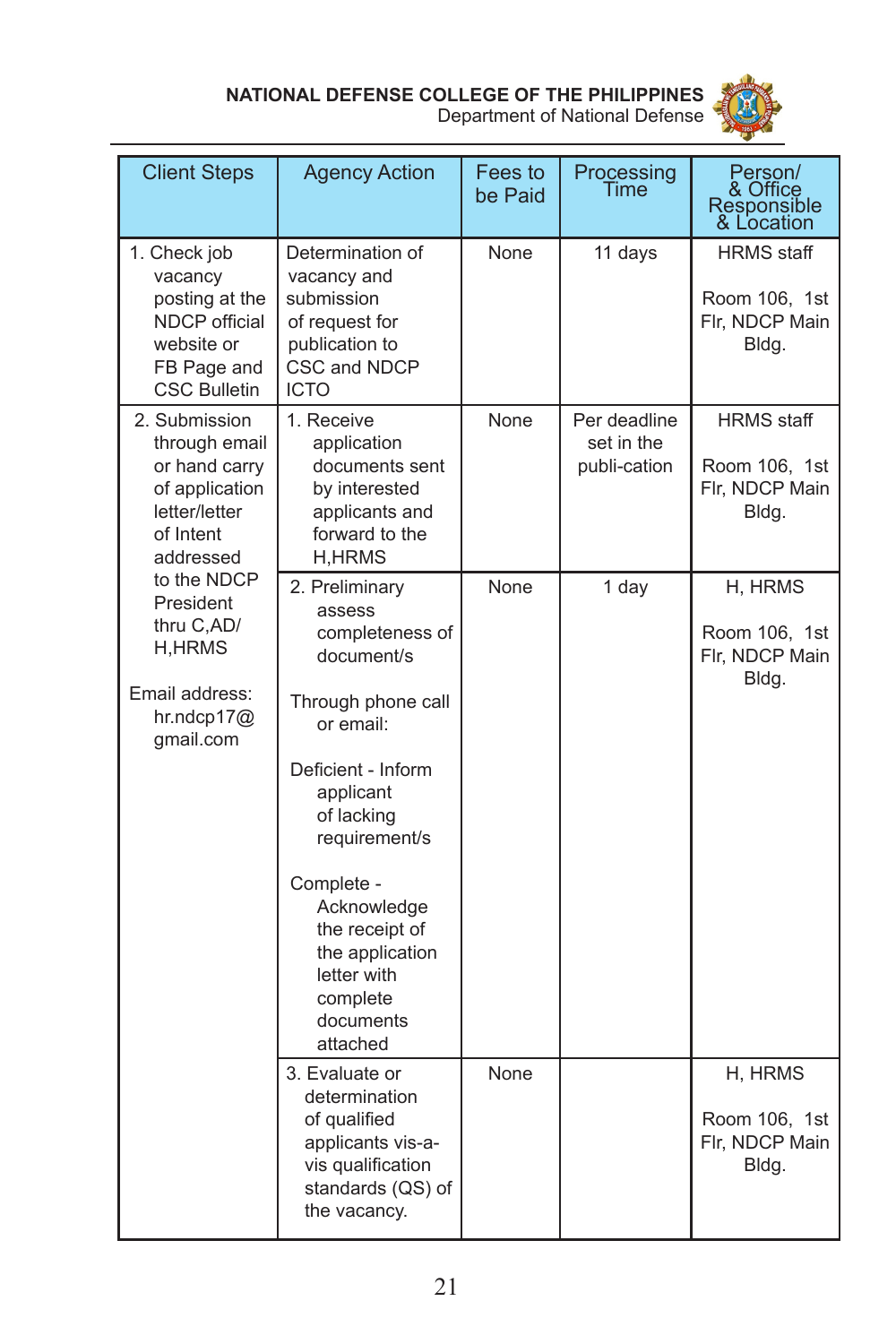| Client Steps | Agency Action | Fees to be Paid | Processing Time | Person/ & Office Responsible & Location |
|---|---|---|---|---|
| 1. Check job vacancy posting at the NDCP official website or FB Page and CSC Bulletin | Determination of vacancy and submission of request for publication to CSC and NDCP ICTO | None | 11 days | HRMS staff<br><br>Room 106, 1st Flr, NDCP Main Bldg. |
| 2. Submission through email or hand carry of application letter/letter of Intent addressed to the NDCP President thru C,AD/ H,HRMS<br><br>Email address: hr.ndcp17@gmail.com | 1. Receive application documents sent by interested applicants and forward to the H,HRMS | None | Per deadline set in the publi-cation | HRMS staff<br><br>Room 106, 1st Flr, NDCP Main Bldg. |
| | 2. Preliminary assess completeness of document/s<br><br>Through phone call or email:<br><br>Deficient - Inform applicant of lacking requirement/s<br><br>Complete - Acknowledge the receipt of the application letter with complete documents attached | None | 1 day | H, HRMS<br><br>Room 106, 1st Flr, NDCP Main Bldg. |
| | 3. Evaluate or determination of qualified applicants vis-a-vis qualification standards (QS) of the vacancy. | None | | H, HRMS<br><br>Room 106, 1st Flr, NDCP Main Bldg. |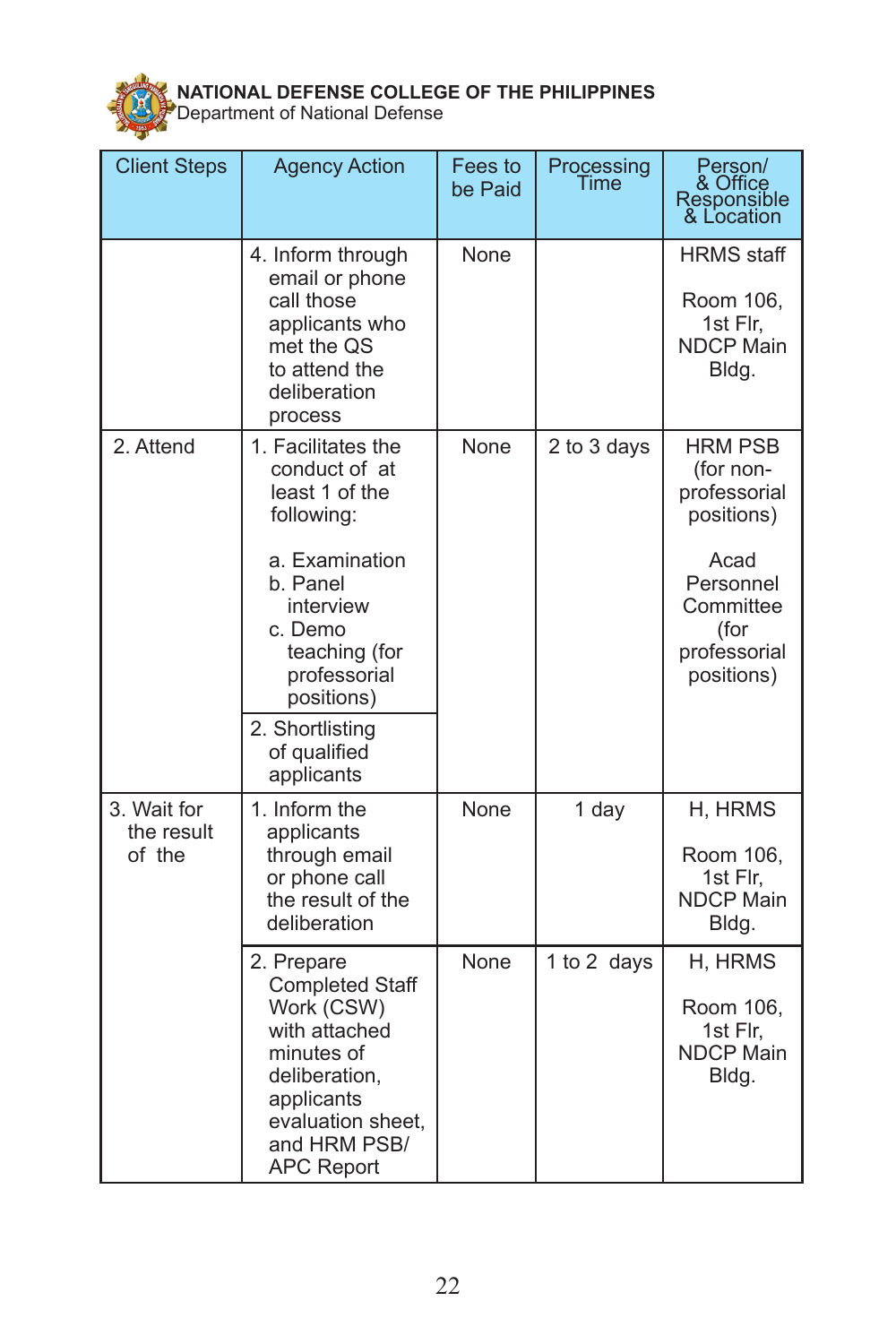**NATIONAL DEFENSE COLLEGE OF THE PHILIPPINES**
Department of National Defense

| Client Steps | Agency Action | Fees to be Paid | Processing Time | Person/ & Office Responsible & Location |
|---|---|---|---|---|
| | 4. Inform through email or phone call those applicants who met the QS to attend the deliberation process | None | | HRMS staff<br><br>Room 106, 1st Flr, NDCP Main Bldg. |
| 2. Attend | 1. Facilitates the conduct of at least 1 of the following:<br><br>a. Examination<br>b. Panel interview<br>c. Demo teaching (for professorial positions) | None | 2 to 3 days | HRM PSB (for non-professorial positions)<br><br>Acad Personnel Committee (for professorial positions) |
| | 2. Shortlisting of qualified applicants | | | |
| 3. Wait for the result of the | 1. Inform the applicants through email or phone call the result of the deliberation | None | 1 day | H, HRMS<br><br>Room 106, 1st Flr, NDCP Main Bldg. |
| | 2. Prepare Completed Staff Work (CSW) with attached minutes of deliberation, applicants evaluation sheet, and HRM PSB/ APC Report | None | 1 to 2 days | H, HRMS<br><br>Room 106, 1st Flr, NDCP Main Bldg. |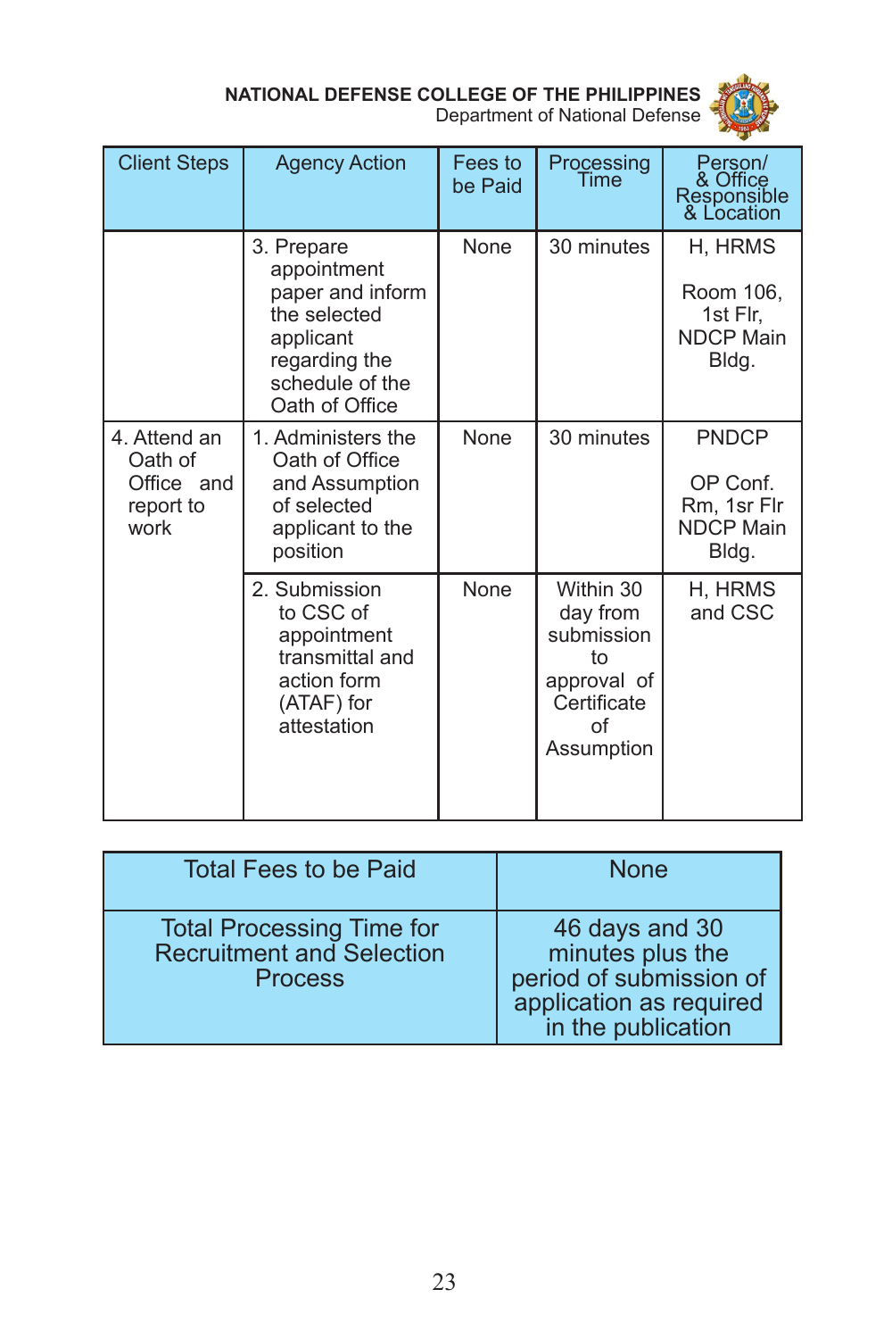| Client Steps | Agency Action | Fees to be Paid | Processing Time | Person/ & Office Responsible & Location |
|---|---|---|---|---|
| | 3. Prepare appointment paper and inform the selected applicant regarding the schedule of the Oath of Office | None | 30 minutes | H, HRMS<br><br>Room 106, 1st Flr, NDCP Main Bldg. |
| 4. Attend an Oath of Office and report to work | 1. Administers the Oath of Office and Assumption of selected applicant to the position | None | 30 minutes | PNDCP<br><br>OP Conf. Rm, 1sr Flr NDCP Main Bldg. |
| | 2. Submission to CSC of appointment transmittal and action form (ATAF) for attestation | None | Within 30 day from submission to approval of Certificate of Assumption | H, HRMS and CSC |

| Total Fees to be Paid | None |
|---|---|
| Total Processing Time for Recruitment and Selection Process | 46 days and 30 minutes plus the period of submission of application as required in the publication |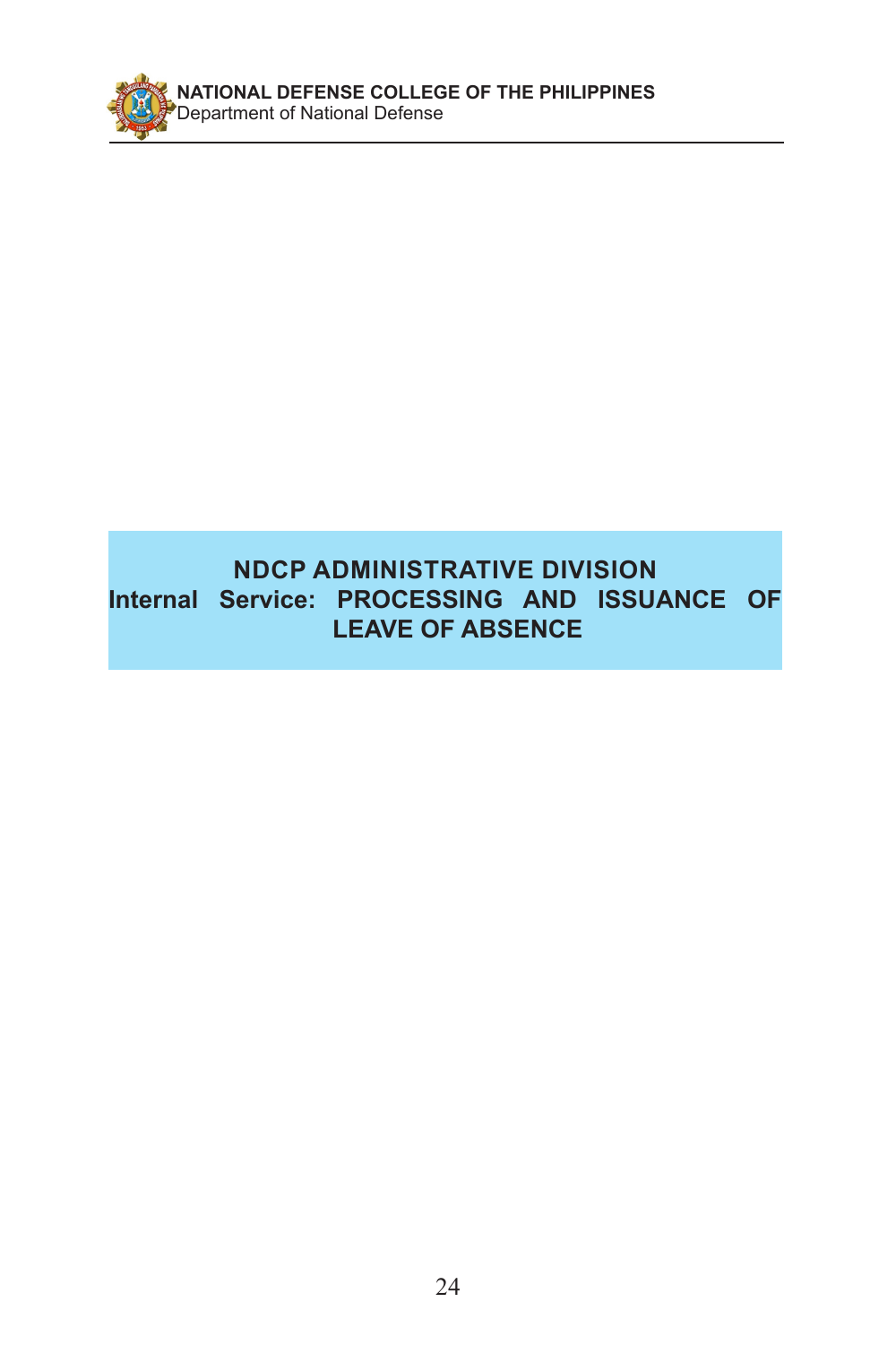# NDCP ADMINISTRATIVE DIVISION

## Internal Service: PROCESSING AND ISSUANCE OF LEAVE OF ABSENCE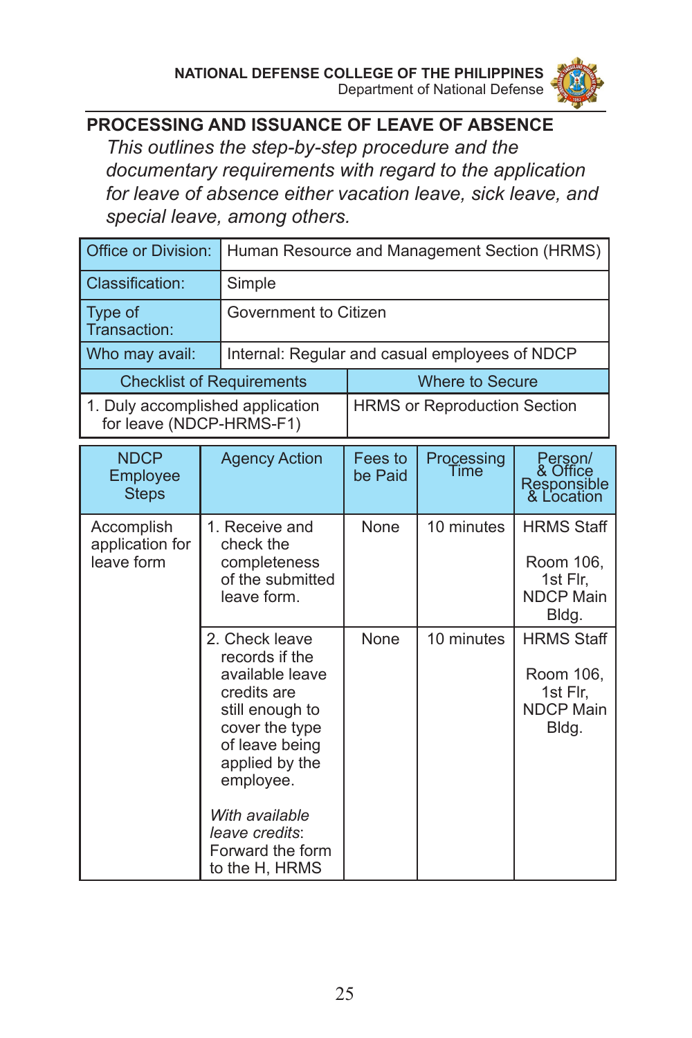## PROCESSING AND ISSUANCE OF LEAVE OF ABSENCE

*This outlines the step-by-step procedure and the documentary requirements with regard to the application for leave of absence either vacation leave, sick leave, and special leave, among others.*

| Office or Division: | Human Resource and Management Section (HRMS) |
|---|---|
| Classification: | Simple |
| Type of Transaction: | Government to Citizen |
| Who may avail: | Internal: Regular and casual employees of NDCP |

| Checklist of Requirements | Where to Secure |
|---|---|
| 1. Duly accomplished application for leave (NDCP-HRMS-F1) | HRMS or Reproduction Section |

| NDCP Employee Steps | Agency Action | Fees to be Paid | Processing Time | Person/ & Office Responsible & Location |
|---|---|---|---|---|
| Accomplish application for leave form | 1. Receive and check the completeness of the submitted leave form. | None | 10 minutes | HRMS Staff<br><br>Room 106, 1st Flr, NDCP Main Bldg. |
| | 2. Check leave records if the available leave credits are still enough to cover the type of leave being applied by the employee.<br><br>*With available leave credits*: Forward the form to the H, HRMS | None | 10 minutes | HRMS Staff<br><br>Room 106, 1st Flr, NDCP Main Bldg. |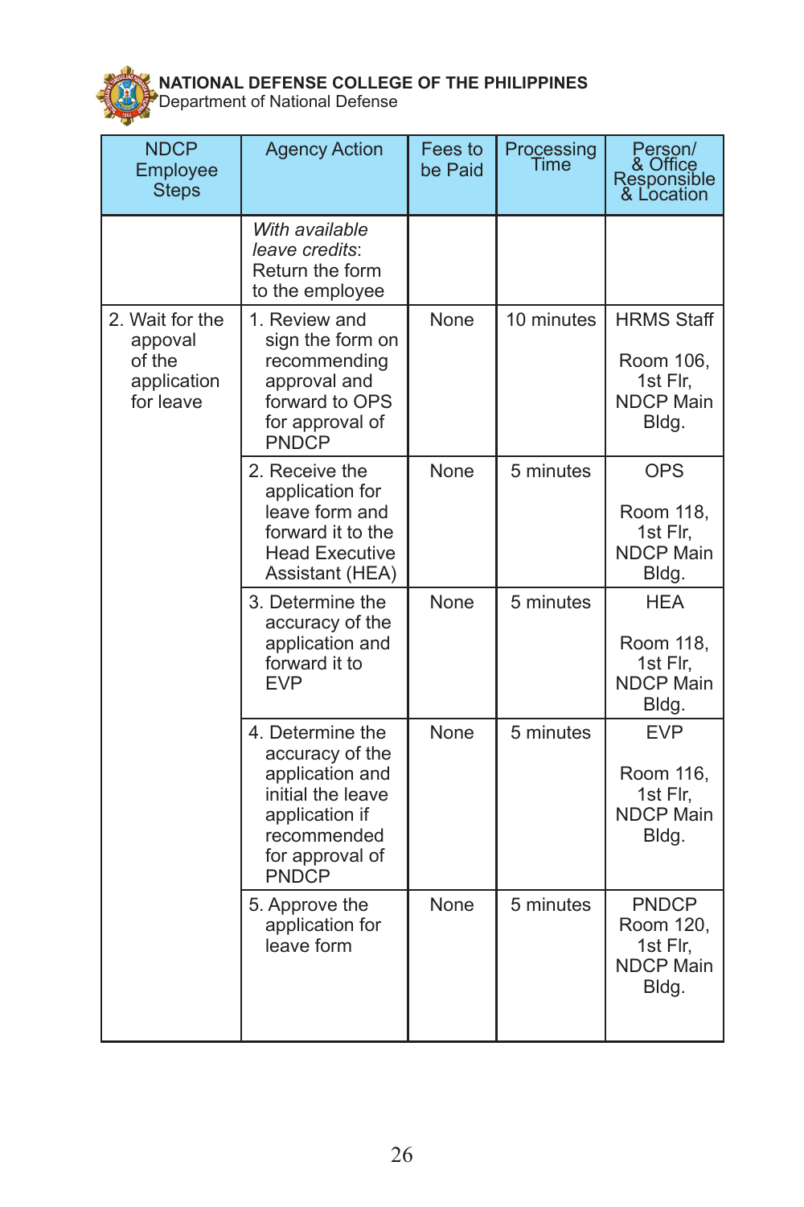**NATIONAL DEFENSE COLLEGE OF THE PHILIPPINES**
Department of National Defense

| NDCP Employee Steps | Agency Action | Fees to be Paid | Processing Time | Person/ & Office Responsible & Location |
|---|---|---|---|---|
| | *With available leave credits*: Return the form to the employee | | | |
| 2. Wait for the appoval of the application for leave | 1. Review and sign the form on recommending approval and forward to OPS for approval of PNDCP | None | 10 minutes | HRMS Staff<br><br>Room 106, 1st Flr, NDCP Main Bldg. |
| | 2. Receive the application for leave form and forward it to the Head Executive Assistant (HEA) | None | 5 minutes | OPS<br><br>Room 118, 1st Flr, NDCP Main Bldg. |
| | 3. Determine the accuracy of the application and forward it to EVP | None | 5 minutes | HEA<br><br>Room 118, 1st Flr, NDCP Main Bldg. |
| | 4. Determine the accuracy of the application and initial the leave application if recommended for approval of PNDCP | None | 5 minutes | EVP<br><br>Room 116, 1st Flr, NDCP Main Bldg. |
| | 5. Approve the application for leave form | None | 5 minutes | PNDCP<br>Room 120, 1st Flr, NDCP Main Bldg. |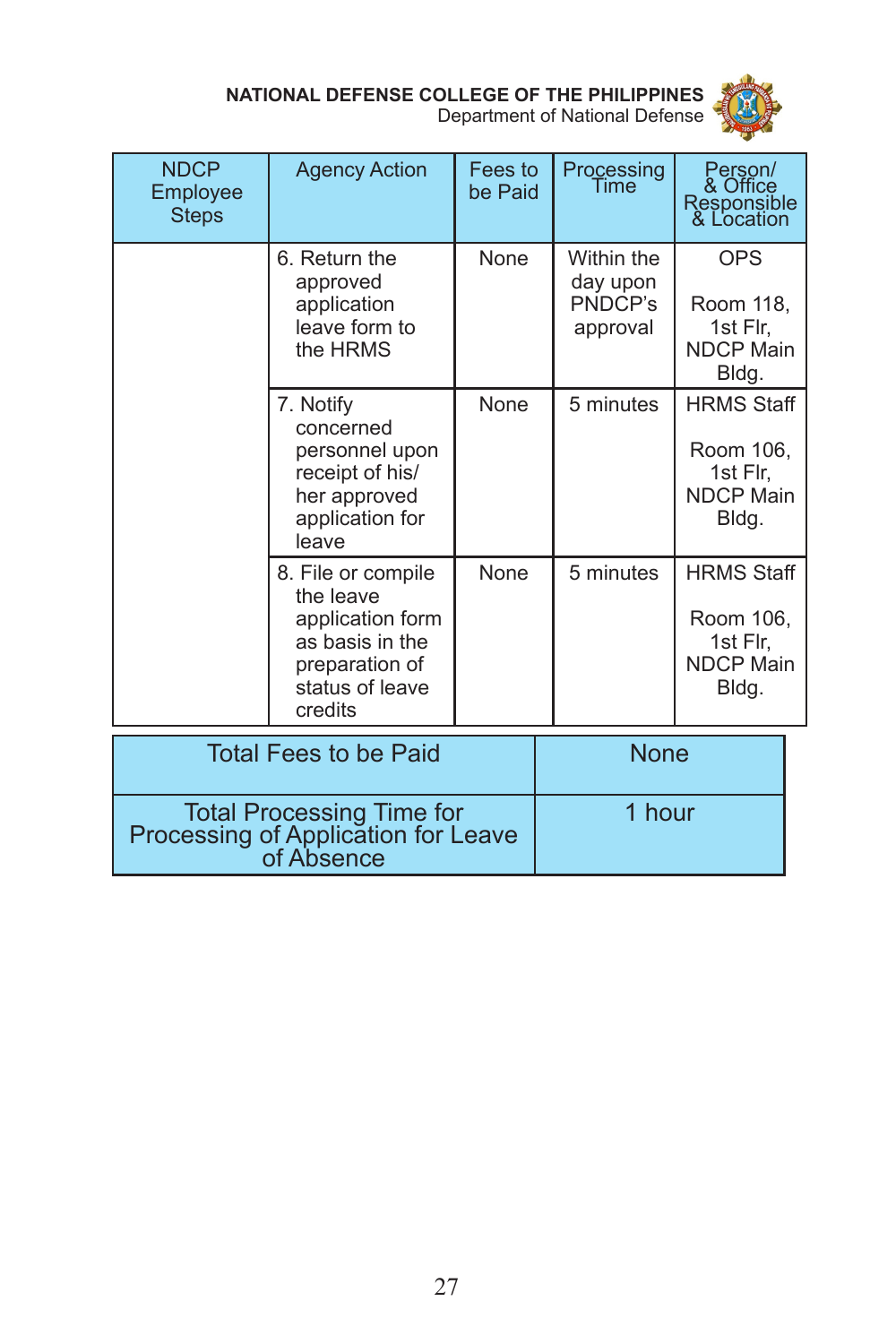| NDCP Employee Steps | Agency Action | Fees to be Paid | Processing Time | Person/ & Office Responsible & Location |
|---|---|---|---|---|
| | 6. Return the approved application leave form to the HRMS | None | Within the day upon PNDCP's approval | OPS<br><br>Room 118, 1st Flr, NDCP Main Bldg. |
| | 7. Notify concerned personnel upon receipt of his/ her approved application for leave | None | 5 minutes | HRMS Staff<br><br>Room 106, 1st Flr, NDCP Main Bldg. |
| | 8. File or compile the leave application form as basis in the preparation of status of leave credits | None | 5 minutes | HRMS Staff<br><br>Room 106, 1st Flr, NDCP Main Bldg. |

| Total Fees to be Paid | None |
|---|---|
| Total Processing Time for Processing of Application for Leave of Absence | 1 hour |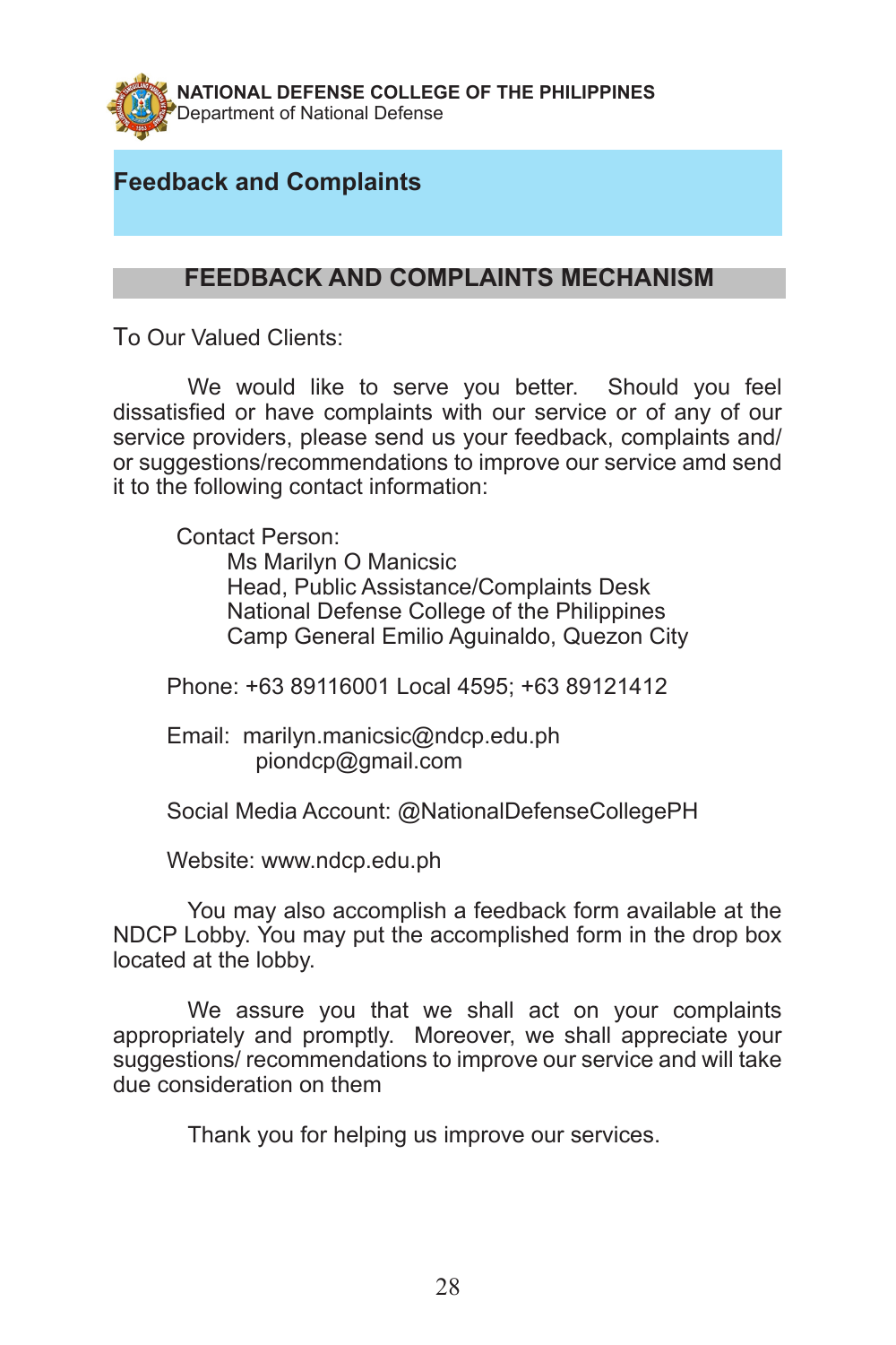# Feedback and Complaints

## FEEDBACK AND COMPLAINTS MECHANISM

To Our Valued Clients:

We would like to serve you better. Should you feel dissatisfied or have complaints with our service or of any of our service providers, please send us your feedback, complaints and/or suggestions/recommendations to improve our service amd send it to the following contact information:

Contact Person:
Ms Marilyn O Manicsic
Head, Public Assistance/Complaints Desk
National Defense College of the Philippines
Camp General Emilio Aguinaldo, Quezon City

Phone: +63 89116001 Local 4595; +63 89121412

Email: marilyn.manicsic@ndcp.edu.ph
piondcp@gmail.com

Social Media Account: @NationalDefenseCollegePH

Website: www.ndcp.edu.ph

You may also accomplish a feedback form available at the NDCP Lobby. You may put the accomplished form in the drop box located at the lobby.

We assure you that we shall act on your complaints appropriately and promptly. Moreover, we shall appreciate your suggestions/ recommendations to improve our service and will take due consideration on them

Thank you for helping us improve our services.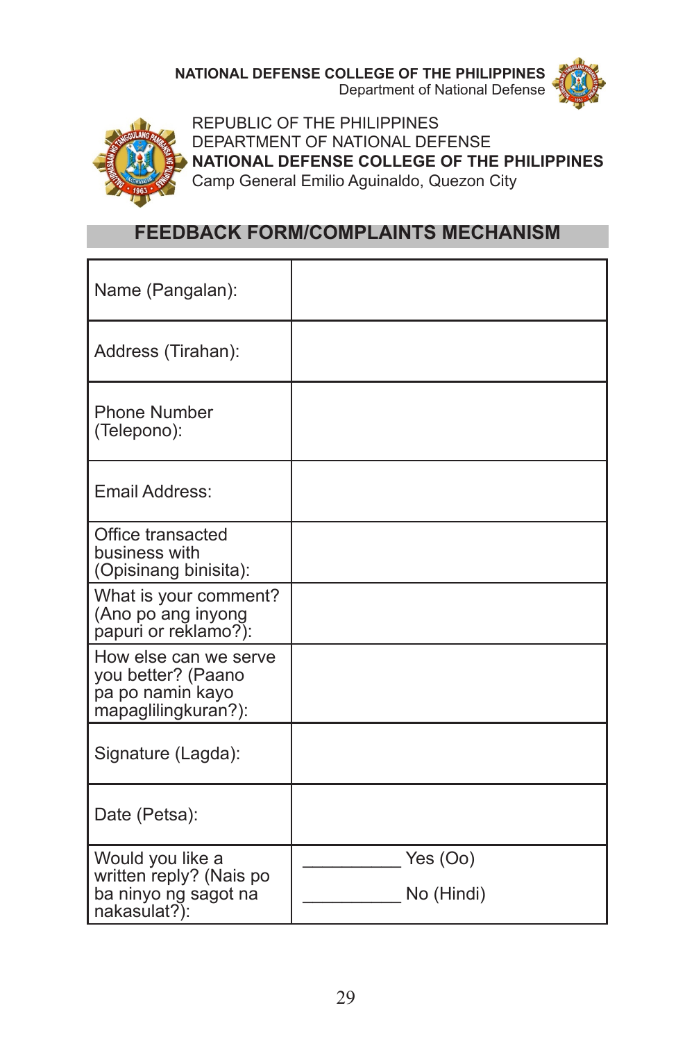**NATIONAL DEFENSE COLLEGE OF THE PHILIPPINES**
Department of National Defense

REPUBLIC OF THE PHILIPPINES
DEPARTMENT OF NATIONAL DEFENSE
**NATIONAL DEFENSE COLLEGE OF THE PHILIPPINES**
Camp General Emilio Aguinaldo, Quezon City

## FEEDBACK FORM/COMPLAINTS MECHANISM

| | |
|---|---|
| Name (Pangalan): | |
| Address (Tirahan): | |
| Phone Number (Telepono): | |
| Email Address: | |
| Office transacted business with (Opisinang binisita): | |
| What is your comment? (Ano po ang inyong papuri or reklamo?): | |
| How else can we serve you better? (Paano pa po namin kayo mapaglilingkuran?): | |
| Signature (Lagda): | |
| Date (Petsa): | |
| Would you like a written reply? (Nais po ba ninyo ng sagot na nakasulat?): | __________ Yes (Oo)<br>__________ No (Hindi) |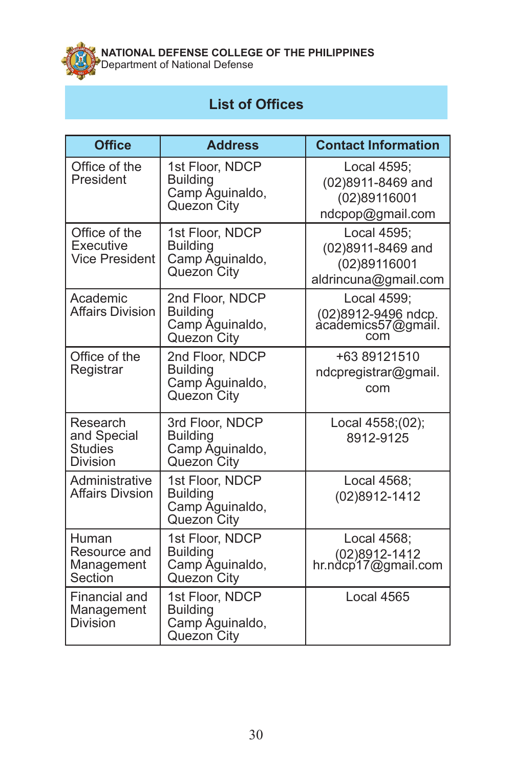NATIONAL DEFENSE COLLEGE OF THE PHILIPPINES
Department of National Defense

## List of Offices

| Office | Address | Contact Information |
|---|---|---|
| Office of the President | 1st Floor, NDCP Building Camp Aguinaldo, Quezon City | Local 4595; (02)8911-8469 and (02)89116001 ndcpop@gmail.com |
| Office of the Executive Vice President | 1st Floor, NDCP Building Camp Aguinaldo, Quezon City | Local 4595; (02)8911-8469 and (02)89116001 aldrincuna@gmail.com |
| Academic Affairs Division | 2nd Floor, NDCP Building Camp Aguinaldo, Quezon City | Local 4599; (02)8912-9496 ndcp.academics57@gmail.com |
| Office of the Registrar | 2nd Floor, NDCP Building Camp Aguinaldo, Quezon City | +63 89121510 ndcpregistrar@gmail.com |
| Research and Special Studies Division | 3rd Floor, NDCP Building Camp Aguinaldo, Quezon City | Local 4558;(02); 8912-9125 |
| Administrative Affairs Divsion | 1st Floor, NDCP Building Camp Aguinaldo, Quezon City | Local 4568; (02)8912-1412 |
| Human Resource and Management Section | 1st Floor, NDCP Building Camp Aguinaldo, Quezon City | Local 4568; (02)8912-1412 hr.ndcp17@gmail.com |
| Financial and Management Division | 1st Floor, NDCP Building Camp Aguinaldo, Quezon City | Local 4565 |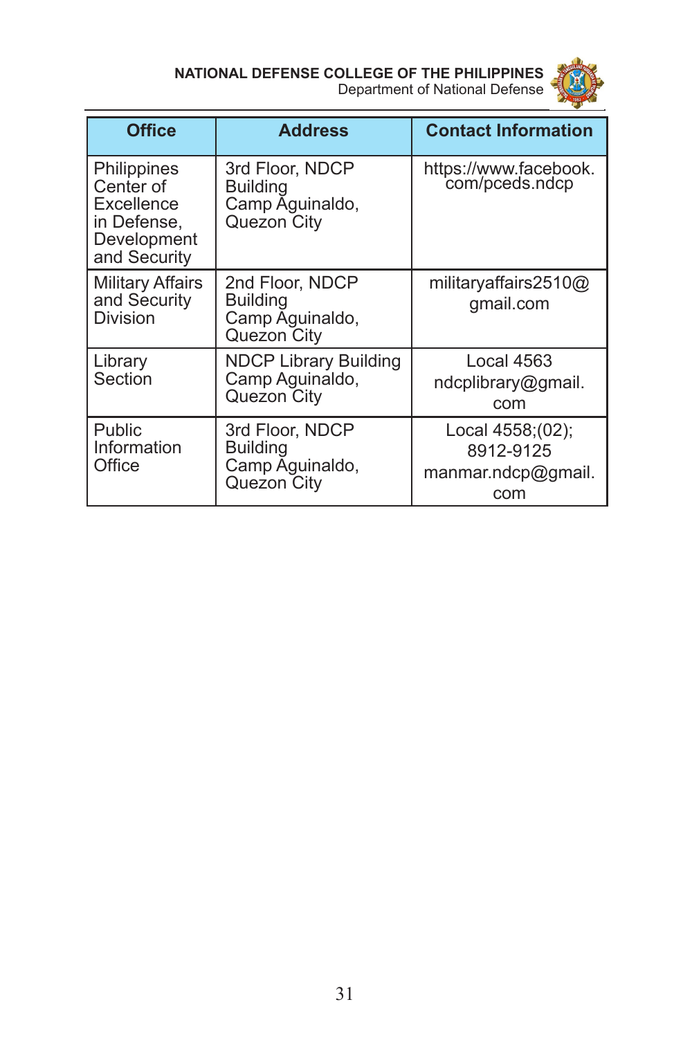| Office | Address | Contact Information |
|---|---|---|
| Philippines Center of Excellence in Defense, Development and Security | 3rd Floor, NDCP Building Camp Aguinaldo, Quezon City | https://www.facebook.com/pceds.ndcp |
| Military Affairs and Security Division | 2nd Floor, NDCP Building Camp Aguinaldo, Quezon City | militaryaffairs2510@gmail.com |
| Library Section | NDCP Library Building Camp Aguinaldo, Quezon City | Local 4563 ndcplibrary@gmail.com |
| Public Information Office | 3rd Floor, NDCP Building Camp Aguinaldo, Quezon City | Local 4558;(02); 8912-9125 manmar.ndcp@gmail.com |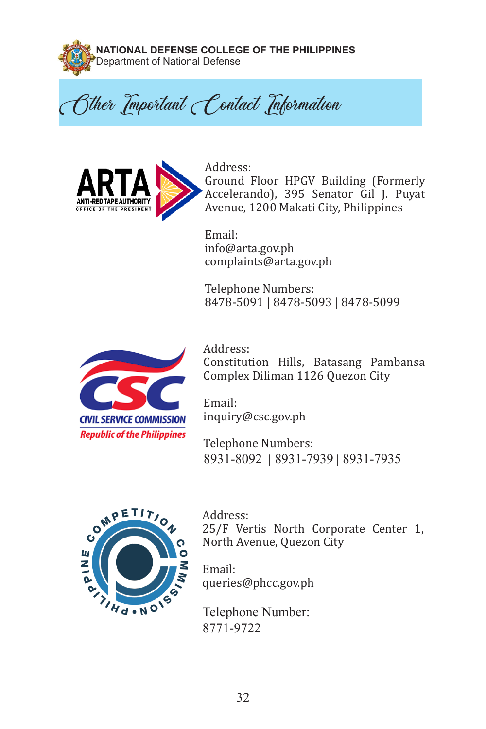# Other Important Contact Information

ANTI-RED TAPE AUTHORITY (ARTA)
OFFICE OF THE PRESIDENT

Address:
Ground Floor HPGV Building (Formerly Accelerando), 395 Senator Gil J. Puyat Avenue, 1200 Makati City, Philippines

Email:
info@arta.gov.ph
complaints@arta.gov.ph

Telephone Numbers:
8478-5091 | 8478-5093 | 8478-5099

CIVIL SERVICE COMMISSION (CSC)
Republic of the Philippines

Address:
Constitution Hills, Batasang Pambansa Complex Diliman 1126 Quezon City

Email:
inquiry@csc.gov.ph

Telephone Numbers:
8931-8092 | 8931-7939 | 8931-7935

PHILIPPINE COMPETITION COMMISSION

Address:
25/F Vertis North Corporate Center 1, North Avenue, Quezon City

Email:
queries@phcc.gov.ph

Telephone Number:
8771-9722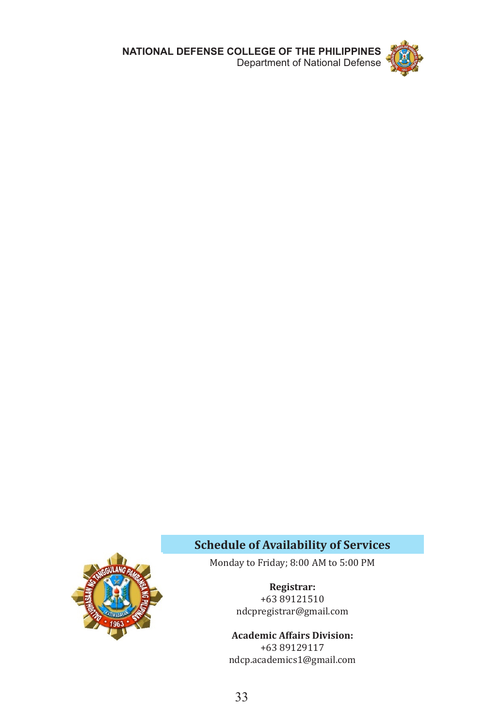## Schedule of Availability of Services

Monday to Friday; 8:00 AM to 5:00 PM

**Registrar:**
+63 89121510
ndcpregistrar@gmail.com

**Academic Affairs Division:**
+63 89129117
ndcp.academics1@gmail.com